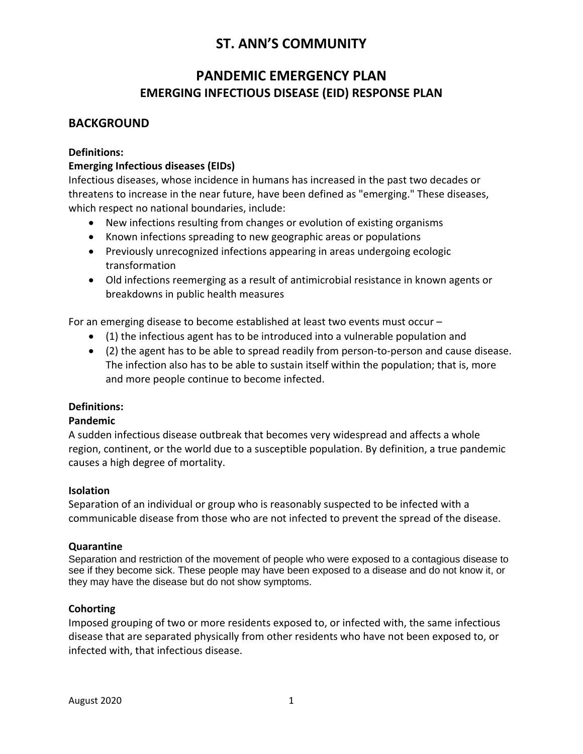# ST. ANN'S COMMUNITY

## PANDEMIC EMERGENCY PLAN
### EMERGING INFECTIOUS DISEASE (EID) RESPONSE PLAN

## BACKGROUND

**Definitions:**

**Emerging Infectious diseases (EIDs)**

Infectious diseases, whose incidence in humans has increased in the past two decades or threatens to increase in the near future, have been defined as "emerging." These diseases, which respect no national boundaries, include:

- New infections resulting from changes or evolution of existing organisms
- Known infections spreading to new geographic areas or populations
- Previously unrecognized infections appearing in areas undergoing ecologic transformation
- Old infections reemerging as a result of antimicrobial resistance in known agents or breakdowns in public health measures

For an emerging disease to become established at least two events must occur –

- (1) the infectious agent has to be introduced into a vulnerable population and
- (2) the agent has to be able to spread readily from person-to-person and cause disease. The infection also has to be able to sustain itself within the population; that is, more and more people continue to become infected.

**Definitions:**

**Pandemic**

A sudden infectious disease outbreak that becomes very widespread and affects a whole region, continent, or the world due to a susceptible population. By definition, a true pandemic causes a high degree of mortality.

**Isolation**

Separation of an individual or group who is reasonably suspected to be infected with a communicable disease from those who are not infected to prevent the spread of the disease.

**Quarantine**

Separation and restriction of the movement of people who were exposed to a contagious disease to see if they become sick. These people may have been exposed to a disease and do not know it, or they may have the disease but do not show symptoms.

**Cohorting**

Imposed grouping of two or more residents exposed to, or infected with, the same infectious disease that are separated physically from other residents who have not been exposed to, or infected with, that infectious disease.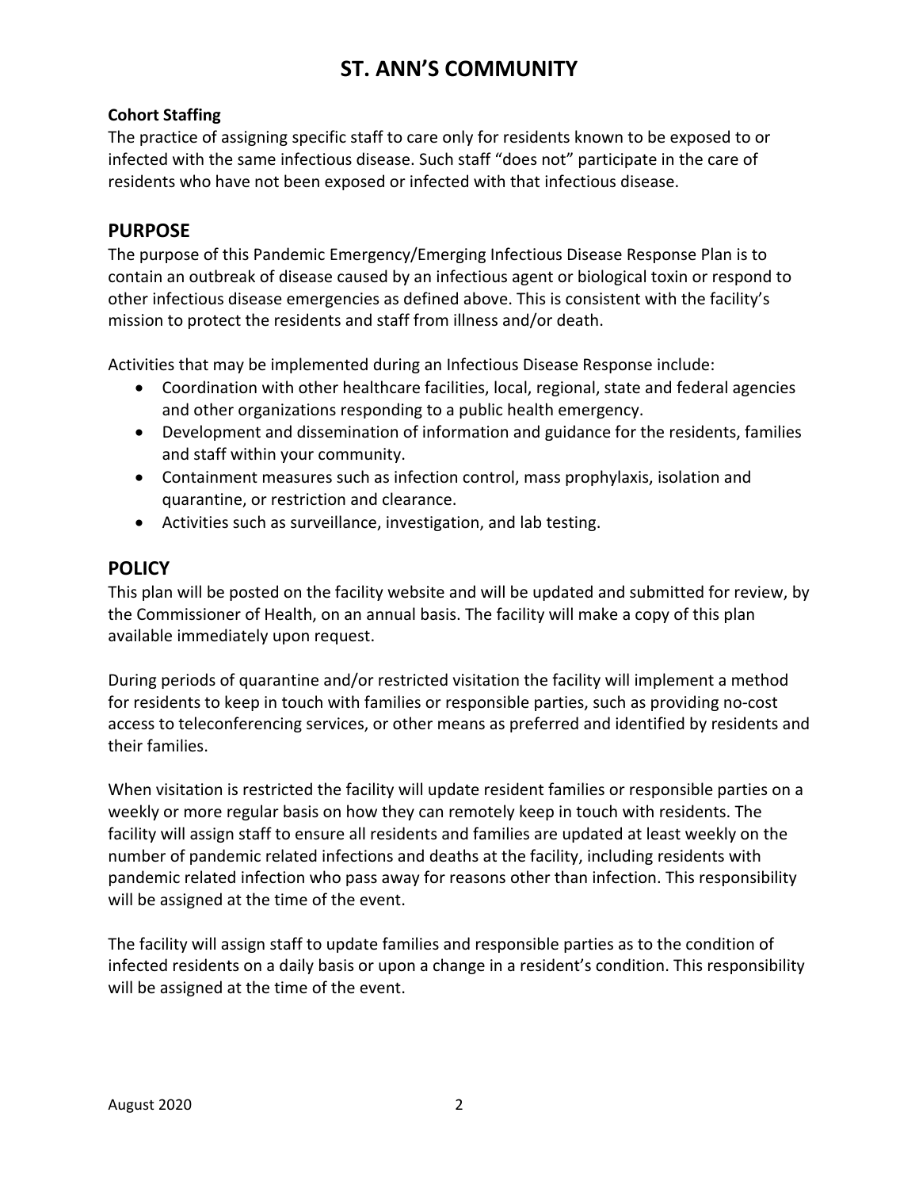**Cohort Staffing**
The practice of assigning specific staff to care only for residents known to be exposed to or infected with the same infectious disease. Such staff "does not" participate in the care of residents who have not been exposed or infected with that infectious disease.

## PURPOSE

The purpose of this Pandemic Emergency/Emerging Infectious Disease Response Plan is to contain an outbreak of disease caused by an infectious agent or biological toxin or respond to other infectious disease emergencies as defined above. This is consistent with the facility's mission to protect the residents and staff from illness and/or death.

Activities that may be implemented during an Infectious Disease Response include:

- Coordination with other healthcare facilities, local, regional, state and federal agencies and other organizations responding to a public health emergency.
- Development and dissemination of information and guidance for the residents, families and staff within your community.
- Containment measures such as infection control, mass prophylaxis, isolation and quarantine, or restriction and clearance.
- Activities such as surveillance, investigation, and lab testing.

## POLICY

This plan will be posted on the facility website and will be updated and submitted for review, by the Commissioner of Health, on an annual basis. The facility will make a copy of this plan available immediately upon request.

During periods of quarantine and/or restricted visitation the facility will implement a method for residents to keep in touch with families or responsible parties, such as providing no-cost access to teleconferencing services, or other means as preferred and identified by residents and their families.

When visitation is restricted the facility will update resident families or responsible parties on a weekly or more regular basis on how they can remotely keep in touch with residents. The facility will assign staff to ensure all residents and families are updated at least weekly on the number of pandemic related infections and deaths at the facility, including residents with pandemic related infection who pass away for reasons other than infection. This responsibility will be assigned at the time of the event.

The facility will assign staff to update families and responsible parties as to the condition of infected residents on a daily basis or upon a change in a resident's condition. This responsibility will be assigned at the time of the event.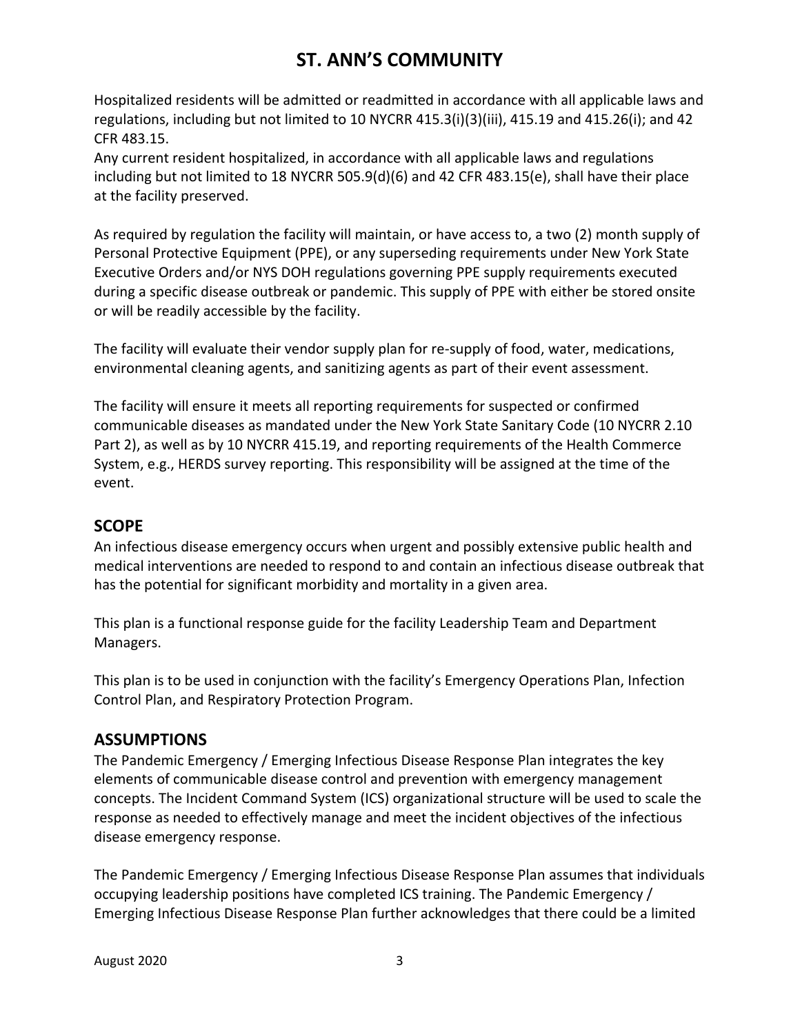Hospitalized residents will be admitted or readmitted in accordance with all applicable laws and regulations, including but not limited to 10 NYCRR 415.3(i)(3)(iii), 415.19 and 415.26(i); and 42 CFR 483.15.
Any current resident hospitalized, in accordance with all applicable laws and regulations including but not limited to 18 NYCRR 505.9(d)(6) and 42 CFR 483.15(e), shall have their place at the facility preserved.

As required by regulation the facility will maintain, or have access to, a two (2) month supply of Personal Protective Equipment (PPE), or any superseding requirements under New York State Executive Orders and/or NYS DOH regulations governing PPE supply requirements executed during a specific disease outbreak or pandemic. This supply of PPE with either be stored onsite or will be readily accessible by the facility.

The facility will evaluate their vendor supply plan for re-supply of food, water, medications, environmental cleaning agents, and sanitizing agents as part of their event assessment.

The facility will ensure it meets all reporting requirements for suspected or confirmed communicable diseases as mandated under the New York State Sanitary Code (10 NYCRR 2.10 Part 2), as well as by 10 NYCRR 415.19, and reporting requirements of the Health Commerce System, e.g., HERDS survey reporting. This responsibility will be assigned at the time of the event.

## SCOPE

An infectious disease emergency occurs when urgent and possibly extensive public health and medical interventions are needed to respond to and contain an infectious disease outbreak that has the potential for significant morbidity and mortality in a given area.

This plan is a functional response guide for the facility Leadership Team and Department Managers.

This plan is to be used in conjunction with the facility's Emergency Operations Plan, Infection Control Plan, and Respiratory Protection Program.

## ASSUMPTIONS

The Pandemic Emergency / Emerging Infectious Disease Response Plan integrates the key elements of communicable disease control and prevention with emergency management concepts. The Incident Command System (ICS) organizational structure will be used to scale the response as needed to effectively manage and meet the incident objectives of the infectious disease emergency response.

The Pandemic Emergency / Emerging Infectious Disease Response Plan assumes that individuals occupying leadership positions have completed ICS training. The Pandemic Emergency / Emerging Infectious Disease Response Plan further acknowledges that there could be a limited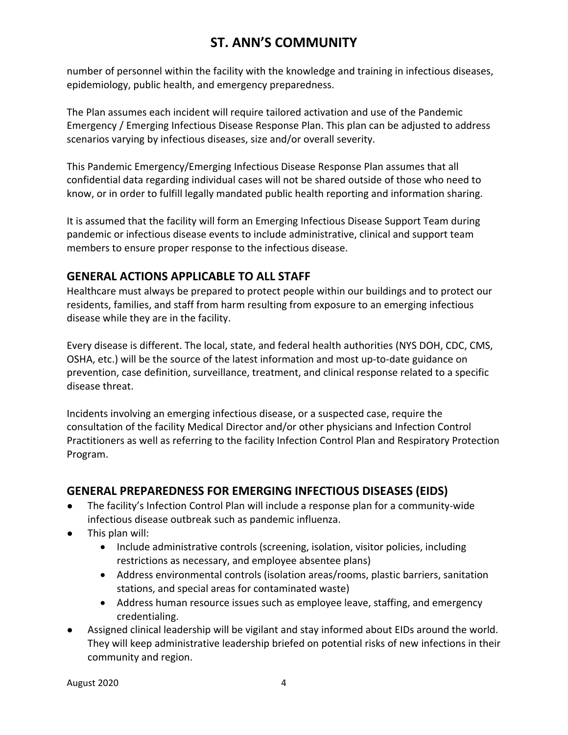number of personnel within the facility with the knowledge and training in infectious diseases, epidemiology, public health, and emergency preparedness.

The Plan assumes each incident will require tailored activation and use of the Pandemic Emergency / Emerging Infectious Disease Response Plan. This plan can be adjusted to address scenarios varying by infectious diseases, size and/or overall severity.

This Pandemic Emergency/Emerging Infectious Disease Response Plan assumes that all confidential data regarding individual cases will not be shared outside of those who need to know, or in order to fulfill legally mandated public health reporting and information sharing.

It is assumed that the facility will form an Emerging Infectious Disease Support Team during pandemic or infectious disease events to include administrative, clinical and support team members to ensure proper response to the infectious disease.

## GENERAL ACTIONS APPLICABLE TO ALL STAFF

Healthcare must always be prepared to protect people within our buildings and to protect our residents, families, and staff from harm resulting from exposure to an emerging infectious disease while they are in the facility.

Every disease is different. The local, state, and federal health authorities (NYS DOH, CDC, CMS, OSHA, etc.) will be the source of the latest information and most up-to-date guidance on prevention, case definition, surveillance, treatment, and clinical response related to a specific disease threat.

Incidents involving an emerging infectious disease, or a suspected case, require the consultation of the facility Medical Director and/or other physicians and Infection Control Practitioners as well as referring to the facility Infection Control Plan and Respiratory Protection Program.

## GENERAL PREPAREDNESS FOR EMERGING INFECTIOUS DISEASES (EIDS)

- The facility's Infection Control Plan will include a response plan for a community-wide infectious disease outbreak such as pandemic influenza.
- This plan will:
  - Include administrative controls (screening, isolation, visitor policies, including restrictions as necessary, and employee absentee plans)
  - Address environmental controls (isolation areas/rooms, plastic barriers, sanitation stations, and special areas for contaminated waste)
  - Address human resource issues such as employee leave, staffing, and emergency credentialing.
- Assigned clinical leadership will be vigilant and stay informed about EIDs around the world. They will keep administrative leadership briefed on potential risks of new infections in their community and region.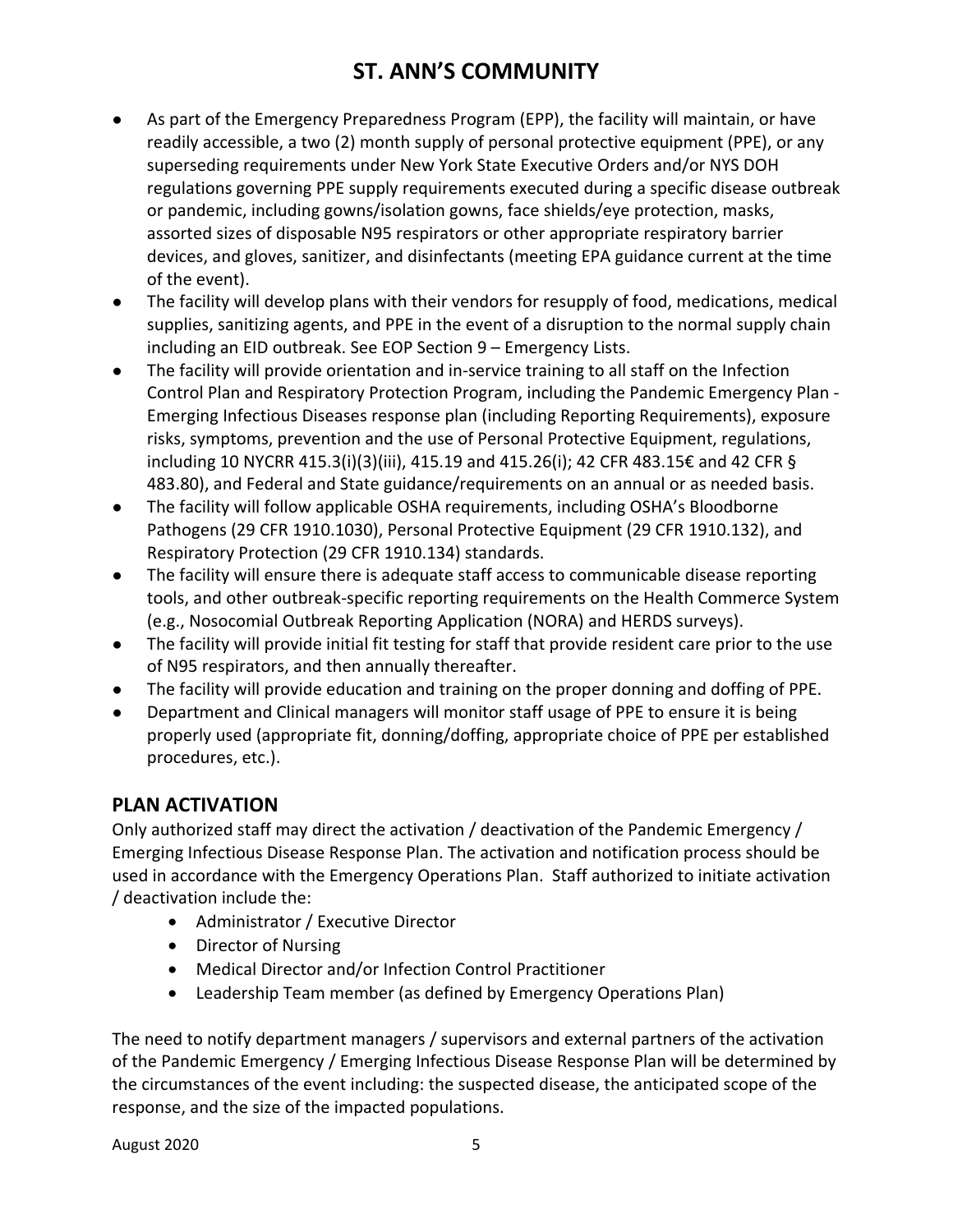- As part of the Emergency Preparedness Program (EPP), the facility will maintain, or have readily accessible, a two (2) month supply of personal protective equipment (PPE), or any superseding requirements under New York State Executive Orders and/or NYS DOH regulations governing PPE supply requirements executed during a specific disease outbreak or pandemic, including gowns/isolation gowns, face shields/eye protection, masks, assorted sizes of disposable N95 respirators or other appropriate respiratory barrier devices, and gloves, sanitizer, and disinfectants (meeting EPA guidance current at the time of the event).
- The facility will develop plans with their vendors for resupply of food, medications, medical supplies, sanitizing agents, and PPE in the event of a disruption to the normal supply chain including an EID outbreak. See EOP Section 9 – Emergency Lists.
- The facility will provide orientation and in-service training to all staff on the Infection Control Plan and Respiratory Protection Program, including the Pandemic Emergency Plan - Emerging Infectious Diseases response plan (including Reporting Requirements), exposure risks, symptoms, prevention and the use of Personal Protective Equipment, regulations, including 10 NYCRR 415.3(i)(3)(iii), 415.19 and 415.26(i); 42 CFR 483.15€ and 42 CFR § 483.80), and Federal and State guidance/requirements on an annual or as needed basis.
- The facility will follow applicable OSHA requirements, including OSHA's Bloodborne Pathogens (29 CFR 1910.1030), Personal Protective Equipment (29 CFR 1910.132), and Respiratory Protection (29 CFR 1910.134) standards.
- The facility will ensure there is adequate staff access to communicable disease reporting tools, and other outbreak-specific reporting requirements on the Health Commerce System (e.g., Nosocomial Outbreak Reporting Application (NORA) and HERDS surveys).
- The facility will provide initial fit testing for staff that provide resident care prior to the use of N95 respirators, and then annually thereafter.
- The facility will provide education and training on the proper donning and doffing of PPE.
- Department and Clinical managers will monitor staff usage of PPE to ensure it is being properly used (appropriate fit, donning/doffing, appropriate choice of PPE per established procedures, etc.).

## PLAN ACTIVATION

Only authorized staff may direct the activation / deactivation of the Pandemic Emergency / Emerging Infectious Disease Response Plan. The activation and notification process should be used in accordance with the Emergency Operations Plan. Staff authorized to initiate activation / deactivation include the:

- Administrator / Executive Director
- Director of Nursing
- Medical Director and/or Infection Control Practitioner
- Leadership Team member (as defined by Emergency Operations Plan)

The need to notify department managers / supervisors and external partners of the activation of the Pandemic Emergency / Emerging Infectious Disease Response Plan will be determined by the circumstances of the event including: the suspected disease, the anticipated scope of the response, and the size of the impacted populations.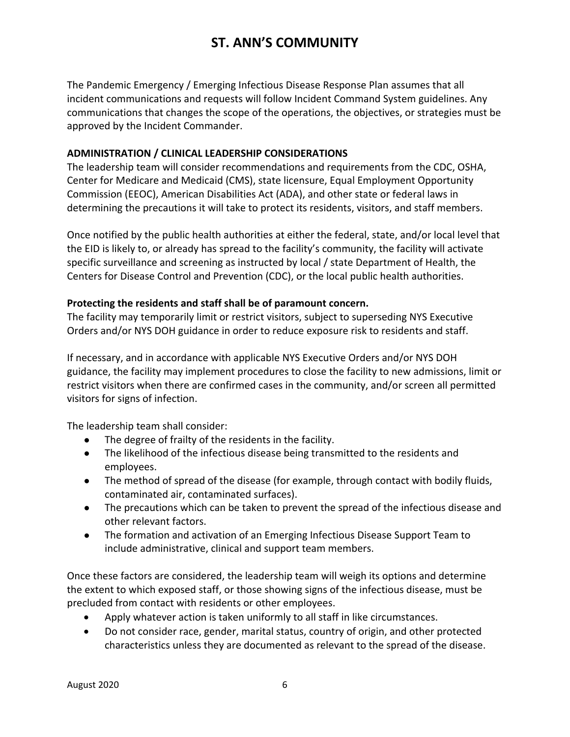The Pandemic Emergency / Emerging Infectious Disease Response Plan assumes that all incident communications and requests will follow Incident Command System guidelines. Any communications that changes the scope of the operations, the objectives, or strategies must be approved by the Incident Commander.

**ADMINISTRATION / CLINICAL LEADERSHIP CONSIDERATIONS**

The leadership team will consider recommendations and requirements from the CDC, OSHA, Center for Medicare and Medicaid (CMS), state licensure, Equal Employment Opportunity Commission (EEOC), American Disabilities Act (ADA), and other state or federal laws in determining the precautions it will take to protect its residents, visitors, and staff members.

Once notified by the public health authorities at either the federal, state, and/or local level that the EID is likely to, or already has spread to the facility's community, the facility will activate specific surveillance and screening as instructed by local / state Department of Health, the Centers for Disease Control and Prevention (CDC), or the local public health authorities.

**Protecting the residents and staff shall be of paramount concern.**

The facility may temporarily limit or restrict visitors, subject to superseding NYS Executive Orders and/or NYS DOH guidance in order to reduce exposure risk to residents and staff.

If necessary, and in accordance with applicable NYS Executive Orders and/or NYS DOH guidance, the facility may implement procedures to close the facility to new admissions, limit or restrict visitors when there are confirmed cases in the community, and/or screen all permitted visitors for signs of infection.

The leadership team shall consider:

- The degree of frailty of the residents in the facility.
- The likelihood of the infectious disease being transmitted to the residents and employees.
- The method of spread of the disease (for example, through contact with bodily fluids, contaminated air, contaminated surfaces).
- The precautions which can be taken to prevent the spread of the infectious disease and other relevant factors.
- The formation and activation of an Emerging Infectious Disease Support Team to include administrative, clinical and support team members.

Once these factors are considered, the leadership team will weigh its options and determine the extent to which exposed staff, or those showing signs of the infectious disease, must be precluded from contact with residents or other employees.

- Apply whatever action is taken uniformly to all staff in like circumstances.
- Do not consider race, gender, marital status, country of origin, and other protected characteristics unless they are documented as relevant to the spread of the disease.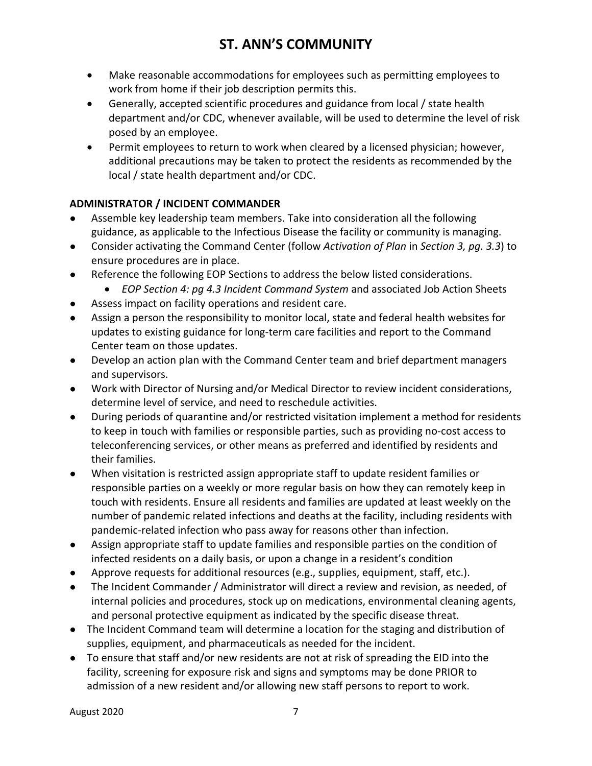- Make reasonable accommodations for employees such as permitting employees to work from home if their job description permits this.
- Generally, accepted scientific procedures and guidance from local / state health department and/or CDC, whenever available, will be used to determine the level of risk posed by an employee.
- Permit employees to return to work when cleared by a licensed physician; however, additional precautions may be taken to protect the residents as recommended by the local / state health department and/or CDC.

**ADMINISTRATOR / INCIDENT COMMANDER**

- Assemble key leadership team members. Take into consideration all the following guidance, as applicable to the Infectious Disease the facility or community is managing.
- Consider activating the Command Center (follow *Activation of Plan* in *Section 3, pg. 3.3*) to ensure procedures are in place.
- Reference the following EOP Sections to address the below listed considerations.
  - *EOP Section 4: pg 4.3 Incident Command System* and associated Job Action Sheets
- Assess impact on facility operations and resident care.
- Assign a person the responsibility to monitor local, state and federal health websites for updates to existing guidance for long-term care facilities and report to the Command Center team on those updates.
- Develop an action plan with the Command Center team and brief department managers and supervisors.
- Work with Director of Nursing and/or Medical Director to review incident considerations, determine level of service, and need to reschedule activities.
- During periods of quarantine and/or restricted visitation implement a method for residents to keep in touch with families or responsible parties, such as providing no-cost access to teleconferencing services, or other means as preferred and identified by residents and their families.
- When visitation is restricted assign appropriate staff to update resident families or responsible parties on a weekly or more regular basis on how they can remotely keep in touch with residents. Ensure all residents and families are updated at least weekly on the number of pandemic related infections and deaths at the facility, including residents with pandemic-related infection who pass away for reasons other than infection.
- Assign appropriate staff to update families and responsible parties on the condition of infected residents on a daily basis, or upon a change in a resident's condition
- Approve requests for additional resources (e.g., supplies, equipment, staff, etc.).
- The Incident Commander / Administrator will direct a review and revision, as needed, of internal policies and procedures, stock up on medications, environmental cleaning agents, and personal protective equipment as indicated by the specific disease threat.
- The Incident Command team will determine a location for the staging and distribution of supplies, equipment, and pharmaceuticals as needed for the incident.
- To ensure that staff and/or new residents are not at risk of spreading the EID into the facility, screening for exposure risk and signs and symptoms may be done PRIOR to admission of a new resident and/or allowing new staff persons to report to work.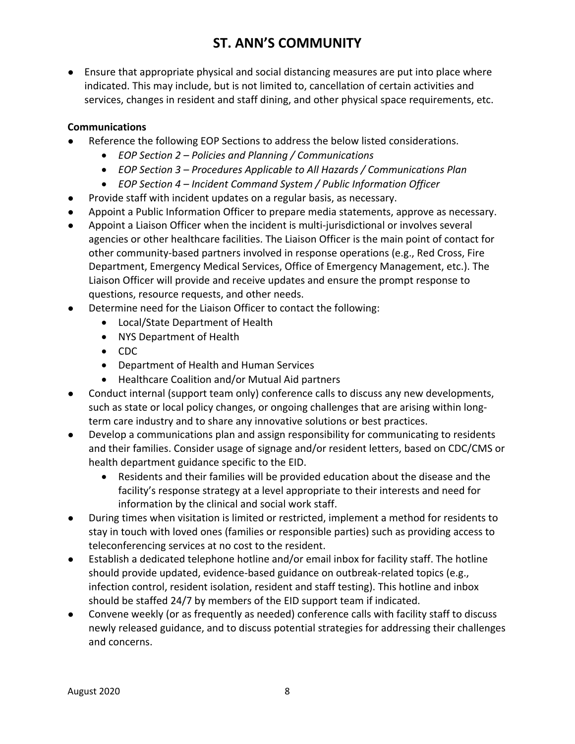- Ensure that appropriate physical and social distancing measures are put into place where indicated. This may include, but is not limited to, cancellation of certain activities and services, changes in resident and staff dining, and other physical space requirements, etc.

**Communications**

- Reference the following EOP Sections to address the below listed considerations.
    - *EOP Section 2 – Policies and Planning / Communications*
    - *EOP Section 3 – Procedures Applicable to All Hazards / Communications Plan*
    - *EOP Section 4 – Incident Command System / Public Information Officer*
- Provide staff with incident updates on a regular basis, as necessary.
- Appoint a Public Information Officer to prepare media statements, approve as necessary.
- Appoint a Liaison Officer when the incident is multi-jurisdictional or involves several agencies or other healthcare facilities. The Liaison Officer is the main point of contact for other community-based partners involved in response operations (e.g., Red Cross, Fire Department, Emergency Medical Services, Office of Emergency Management, etc.). The Liaison Officer will provide and receive updates and ensure the prompt response to questions, resource requests, and other needs.
- Determine need for the Liaison Officer to contact the following:
    - Local/State Department of Health
    - NYS Department of Health
    - CDC
    - Department of Health and Human Services
    - Healthcare Coalition and/or Mutual Aid partners
- Conduct internal (support team only) conference calls to discuss any new developments, such as state or local policy changes, or ongoing challenges that are arising within long-term care industry and to share any innovative solutions or best practices.
- Develop a communications plan and assign responsibility for communicating to residents and their families. Consider usage of signage and/or resident letters, based on CDC/CMS or health department guidance specific to the EID.
    - Residents and their families will be provided education about the disease and the facility's response strategy at a level appropriate to their interests and need for information by the clinical and social work staff.
- During times when visitation is limited or restricted, implement a method for residents to stay in touch with loved ones (families or responsible parties) such as providing access to teleconferencing services at no cost to the resident.
- Establish a dedicated telephone hotline and/or email inbox for facility staff. The hotline should provide updated, evidence-based guidance on outbreak-related topics (e.g., infection control, resident isolation, resident and staff testing). This hotline and inbox should be staffed 24/7 by members of the EID support team if indicated.
- Convene weekly (or as frequently as needed) conference calls with facility staff to discuss newly released guidance, and to discuss potential strategies for addressing their challenges and concerns.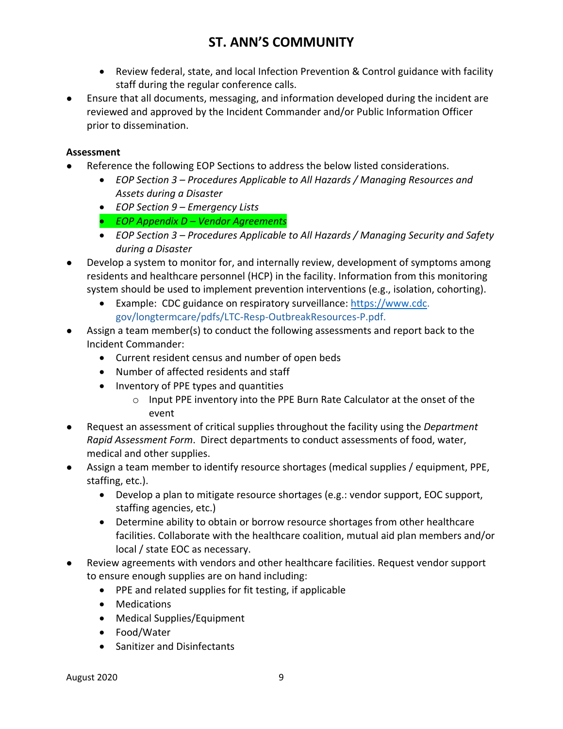- Review federal, state, and local Infection Prevention & Control guidance with facility staff during the regular conference calls.
- Ensure that all documents, messaging, and information developed during the incident are reviewed and approved by the Incident Commander and/or Public Information Officer prior to dissemination.

**Assessment**

- Reference the following EOP Sections to address the below listed considerations.
  - *EOP Section 3 – Procedures Applicable to All Hazards / Managing Resources and Assets during a Disaster*
  - *EOP Section 9 – Emergency Lists*
  - *EOP Appendix D – Vendor Agreements*
  - *EOP Section 3 – Procedures Applicable to All Hazards / Managing Security and Safety during a Disaster*
- Develop a system to monitor for, and internally review, development of symptoms among residents and healthcare personnel (HCP) in the facility. Information from this monitoring system should be used to implement prevention interventions (e.g., isolation, cohorting).
  - Example: CDC guidance on respiratory surveillance: https://www.cdc.gov/longtermcare/pdfs/LTC-Resp-OutbreakResources-P.pdf.
- Assign a team member(s) to conduct the following assessments and report back to the Incident Commander:
  - Current resident census and number of open beds
  - Number of affected residents and staff
  - Inventory of PPE types and quantities
    - Input PPE inventory into the PPE Burn Rate Calculator at the onset of the event
- Request an assessment of critical supplies throughout the facility using the *Department Rapid Assessment Form*. Direct departments to conduct assessments of food, water, medical and other supplies.
- Assign a team member to identify resource shortages (medical supplies / equipment, PPE, staffing, etc.).
  - Develop a plan to mitigate resource shortages (e.g.: vendor support, EOC support, staffing agencies, etc.)
  - Determine ability to obtain or borrow resource shortages from other healthcare facilities. Collaborate with the healthcare coalition, mutual aid plan members and/or local / state EOC as necessary.
- Review agreements with vendors and other healthcare facilities. Request vendor support to ensure enough supplies are on hand including:
  - PPE and related supplies for fit testing, if applicable
  - Medications
  - Medical Supplies/Equipment
  - Food/Water
  - Sanitizer and Disinfectants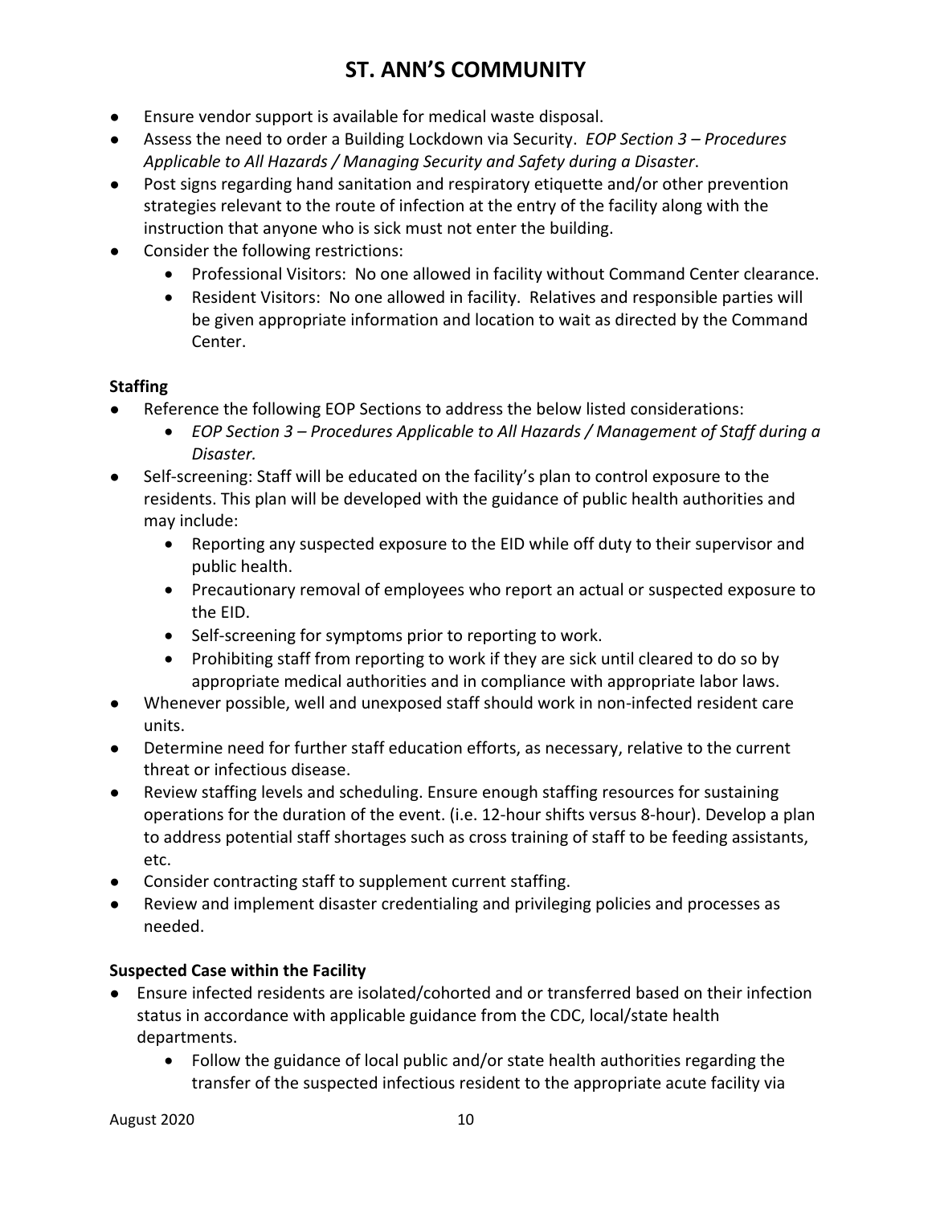- Ensure vendor support is available for medical waste disposal.
- Assess the need to order a Building Lockdown via Security. *EOP Section 3 – Procedures Applicable to All Hazards / Managing Security and Safety during a Disaster*.
- Post signs regarding hand sanitation and respiratory etiquette and/or other prevention strategies relevant to the route of infection at the entry of the facility along with the instruction that anyone who is sick must not enter the building.
- Consider the following restrictions:
    - Professional Visitors: No one allowed in facility without Command Center clearance.
    - Resident Visitors: No one allowed in facility. Relatives and responsible parties will be given appropriate information and location to wait as directed by the Command Center.

**Staffing**

- Reference the following EOP Sections to address the below listed considerations:
    - *EOP Section 3 – Procedures Applicable to All Hazards / Management of Staff during a Disaster.*
- Self-screening: Staff will be educated on the facility's plan to control exposure to the residents. This plan will be developed with the guidance of public health authorities and may include:
    - Reporting any suspected exposure to the EID while off duty to their supervisor and public health.
    - Precautionary removal of employees who report an actual or suspected exposure to the EID.
    - Self-screening for symptoms prior to reporting to work.
    - Prohibiting staff from reporting to work if they are sick until cleared to do so by appropriate medical authorities and in compliance with appropriate labor laws.
- Whenever possible, well and unexposed staff should work in non-infected resident care units.
- Determine need for further staff education efforts, as necessary, relative to the current threat or infectious disease.
- Review staffing levels and scheduling. Ensure enough staffing resources for sustaining operations for the duration of the event. (i.e. 12-hour shifts versus 8-hour). Develop a plan to address potential staff shortages such as cross training of staff to be feeding assistants, etc.
- Consider contracting staff to supplement current staffing.
- Review and implement disaster credentialing and privileging policies and processes as needed.

**Suspected Case within the Facility**

- Ensure infected residents are isolated/cohorted and or transferred based on their infection status in accordance with applicable guidance from the CDC, local/state health departments.
    - Follow the guidance of local public and/or state health authorities regarding the transfer of the suspected infectious resident to the appropriate acute facility via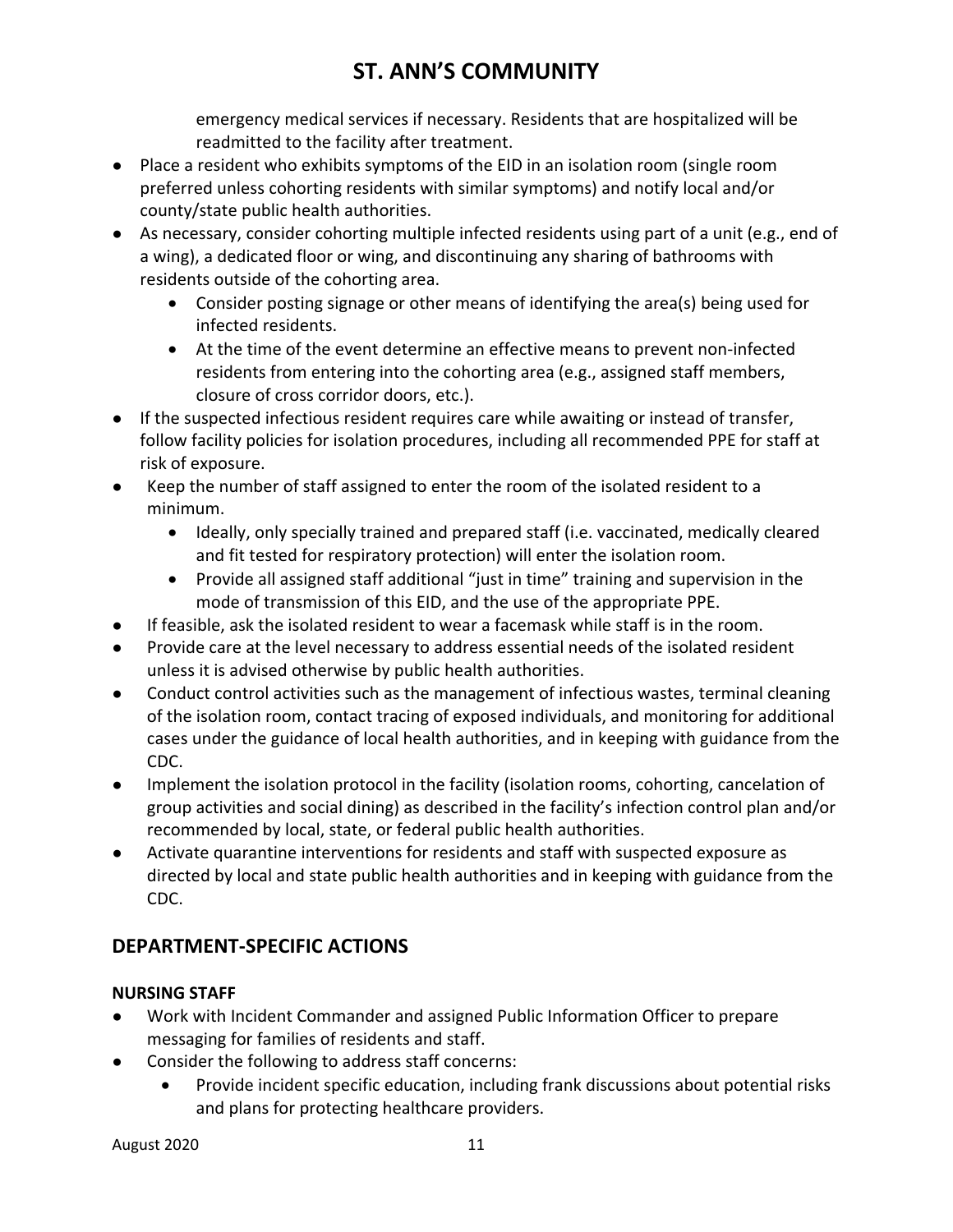emergency medical services if necessary. Residents that are hospitalized will be readmitted to the facility after treatment.

- Place a resident who exhibits symptoms of the EID in an isolation room (single room preferred unless cohorting residents with similar symptoms) and notify local and/or county/state public health authorities.
- As necessary, consider cohorting multiple infected residents using part of a unit (e.g., end of a wing), a dedicated floor or wing, and discontinuing any sharing of bathrooms with residents outside of the cohorting area.
  - Consider posting signage or other means of identifying the area(s) being used for infected residents.
  - At the time of the event determine an effective means to prevent non-infected residents from entering into the cohorting area (e.g., assigned staff members, closure of cross corridor doors, etc.).
- If the suspected infectious resident requires care while awaiting or instead of transfer, follow facility policies for isolation procedures, including all recommended PPE for staff at risk of exposure.
- Keep the number of staff assigned to enter the room of the isolated resident to a minimum.
  - Ideally, only specially trained and prepared staff (i.e. vaccinated, medically cleared and fit tested for respiratory protection) will enter the isolation room.
  - Provide all assigned staff additional "just in time" training and supervision in the mode of transmission of this EID, and the use of the appropriate PPE.
- If feasible, ask the isolated resident to wear a facemask while staff is in the room.
- Provide care at the level necessary to address essential needs of the isolated resident unless it is advised otherwise by public health authorities.
- Conduct control activities such as the management of infectious wastes, terminal cleaning of the isolation room, contact tracing of exposed individuals, and monitoring for additional cases under the guidance of local health authorities, and in keeping with guidance from the CDC.
- Implement the isolation protocol in the facility (isolation rooms, cohorting, cancelation of group activities and social dining) as described in the facility's infection control plan and/or recommended by local, state, or federal public health authorities.
- Activate quarantine interventions for residents and staff with suspected exposure as directed by local and state public health authorities and in keeping with guidance from the CDC.

## DEPARTMENT-SPECIFIC ACTIONS

**NURSING STAFF**

- Work with Incident Commander and assigned Public Information Officer to prepare messaging for families of residents and staff.
- Consider the following to address staff concerns:
  - Provide incident specific education, including frank discussions about potential risks and plans for protecting healthcare providers.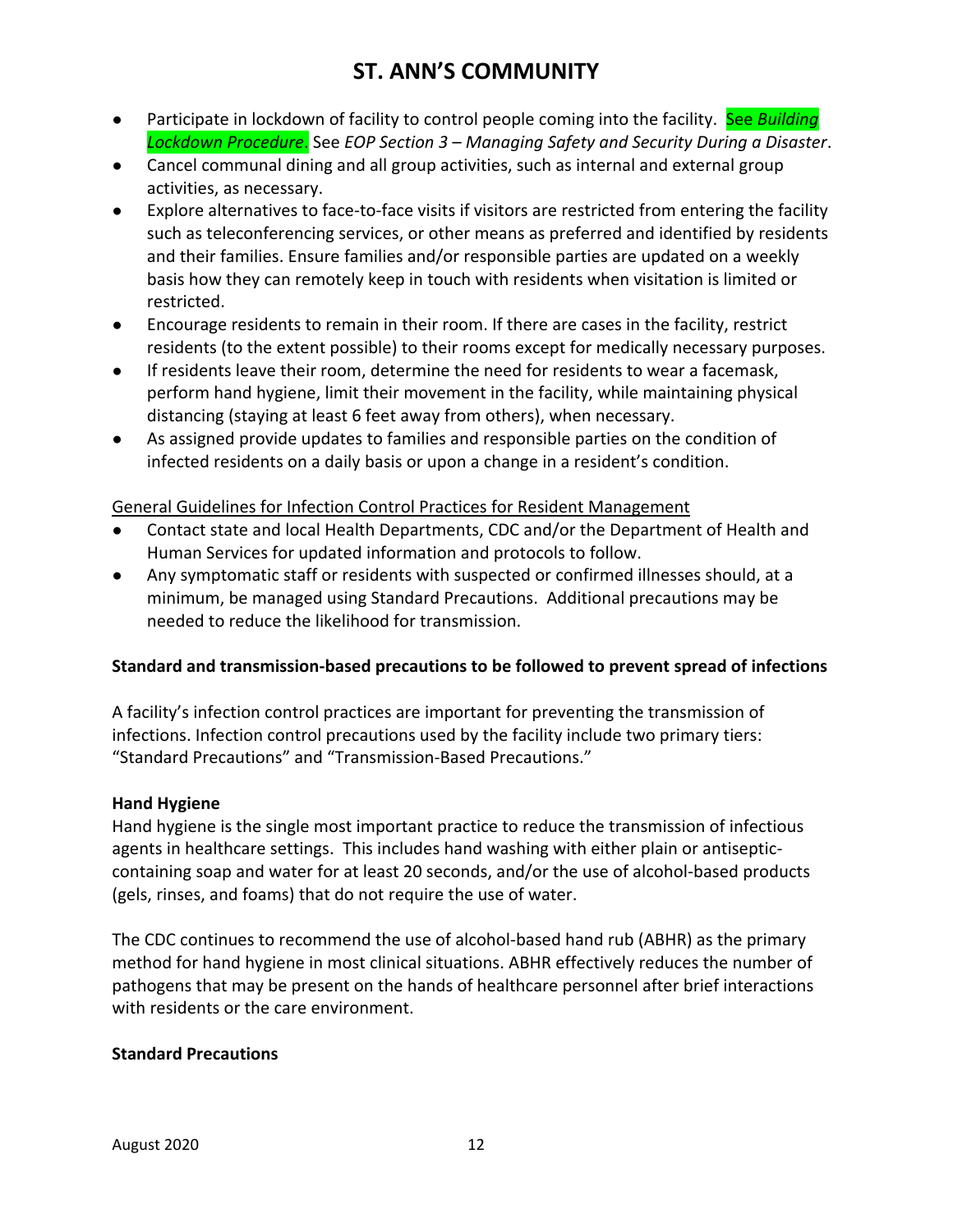- Participate in lockdown of facility to control people coming into the facility. See *Building Lockdown Procedure*. See *EOP Section 3 – Managing Safety and Security During a Disaster*.
- Cancel communal dining and all group activities, such as internal and external group activities, as necessary.
- Explore alternatives to face-to-face visits if visitors are restricted from entering the facility such as teleconferencing services, or other means as preferred and identified by residents and their families. Ensure families and/or responsible parties are updated on a weekly basis how they can remotely keep in touch with residents when visitation is limited or restricted.
- Encourage residents to remain in their room. If there are cases in the facility, restrict residents (to the extent possible) to their rooms except for medically necessary purposes.
- If residents leave their room, determine the need for residents to wear a facemask, perform hand hygiene, limit their movement in the facility, while maintaining physical distancing (staying at least 6 feet away from others), when necessary.
- As assigned provide updates to families and responsible parties on the condition of infected residents on a daily basis or upon a change in a resident's condition.

General Guidelines for Infection Control Practices for Resident Management

- Contact state and local Health Departments, CDC and/or the Department of Health and Human Services for updated information and protocols to follow.
- Any symptomatic staff or residents with suspected or confirmed illnesses should, at a minimum, be managed using Standard Precautions. Additional precautions may be needed to reduce the likelihood for transmission.

**Standard and transmission-based precautions to be followed to prevent spread of infections**

A facility's infection control practices are important for preventing the transmission of infections. Infection control precautions used by the facility include two primary tiers: "Standard Precautions" and "Transmission-Based Precautions."

**Hand Hygiene**

Hand hygiene is the single most important practice to reduce the transmission of infectious agents in healthcare settings. This includes hand washing with either plain or antiseptic-containing soap and water for at least 20 seconds, and/or the use of alcohol-based products (gels, rinses, and foams) that do not require the use of water.

The CDC continues to recommend the use of alcohol-based hand rub (ABHR) as the primary method for hand hygiene in most clinical situations. ABHR effectively reduces the number of pathogens that may be present on the hands of healthcare personnel after brief interactions with residents or the care environment.

**Standard Precautions**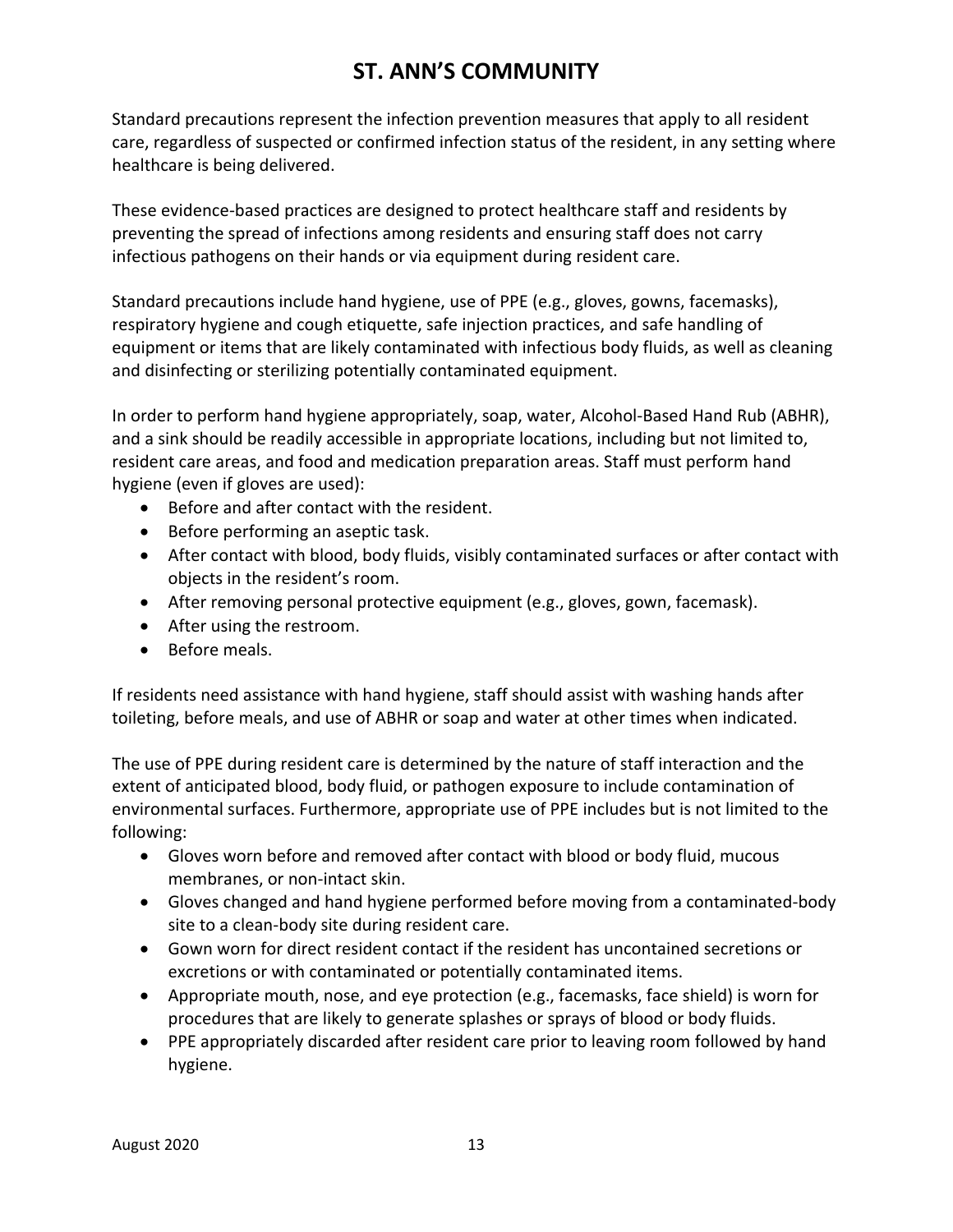# ST. ANN'S COMMUNITY

Standard precautions represent the infection prevention measures that apply to all resident care, regardless of suspected or confirmed infection status of the resident, in any setting where healthcare is being delivered.

These evidence-based practices are designed to protect healthcare staff and residents by preventing the spread of infections among residents and ensuring staff does not carry infectious pathogens on their hands or via equipment during resident care.

Standard precautions include hand hygiene, use of PPE (e.g., gloves, gowns, facemasks), respiratory hygiene and cough etiquette, safe injection practices, and safe handling of equipment or items that are likely contaminated with infectious body fluids, as well as cleaning and disinfecting or sterilizing potentially contaminated equipment.

In order to perform hand hygiene appropriately, soap, water, Alcohol-Based Hand Rub (ABHR), and a sink should be readily accessible in appropriate locations, including but not limited to, resident care areas, and food and medication preparation areas. Staff must perform hand hygiene (even if gloves are used):

- Before and after contact with the resident.
- Before performing an aseptic task.
- After contact with blood, body fluids, visibly contaminated surfaces or after contact with objects in the resident's room.
- After removing personal protective equipment (e.g., gloves, gown, facemask).
- After using the restroom.
- Before meals.

If residents need assistance with hand hygiene, staff should assist with washing hands after toileting, before meals, and use of ABHR or soap and water at other times when indicated.

The use of PPE during resident care is determined by the nature of staff interaction and the extent of anticipated blood, body fluid, or pathogen exposure to include contamination of environmental surfaces. Furthermore, appropriate use of PPE includes but is not limited to the following:

- Gloves worn before and removed after contact with blood or body fluid, mucous membranes, or non-intact skin.
- Gloves changed and hand hygiene performed before moving from a contaminated-body site to a clean-body site during resident care.
- Gown worn for direct resident contact if the resident has uncontained secretions or excretions or with contaminated or potentially contaminated items.
- Appropriate mouth, nose, and eye protection (e.g., facemasks, face shield) is worn for procedures that are likely to generate splashes or sprays of blood or body fluids.
- PPE appropriately discarded after resident care prior to leaving room followed by hand hygiene.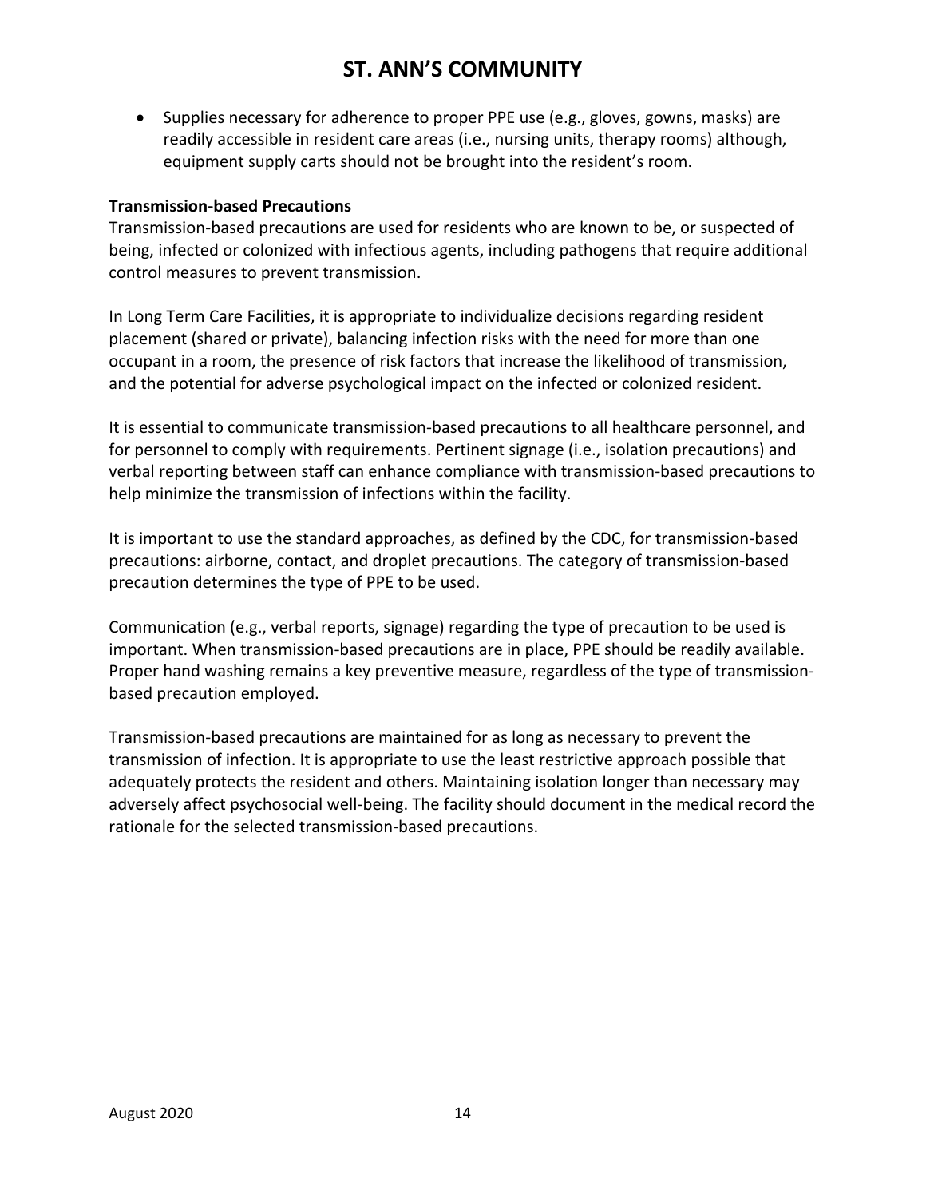- Supplies necessary for adherence to proper PPE use (e.g., gloves, gowns, masks) are readily accessible in resident care areas (i.e., nursing units, therapy rooms) although, equipment supply carts should not be brought into the resident's room.

**Transmission-based Precautions**

Transmission-based precautions are used for residents who are known to be, or suspected of being, infected or colonized with infectious agents, including pathogens that require additional control measures to prevent transmission.

In Long Term Care Facilities, it is appropriate to individualize decisions regarding resident placement (shared or private), balancing infection risks with the need for more than one occupant in a room, the presence of risk factors that increase the likelihood of transmission, and the potential for adverse psychological impact on the infected or colonized resident.

It is essential to communicate transmission-based precautions to all healthcare personnel, and for personnel to comply with requirements. Pertinent signage (i.e., isolation precautions) and verbal reporting between staff can enhance compliance with transmission-based precautions to help minimize the transmission of infections within the facility.

It is important to use the standard approaches, as defined by the CDC, for transmission-based precautions: airborne, contact, and droplet precautions. The category of transmission-based precaution determines the type of PPE to be used.

Communication (e.g., verbal reports, signage) regarding the type of precaution to be used is important. When transmission-based precautions are in place, PPE should be readily available. Proper hand washing remains a key preventive measure, regardless of the type of transmission-based precaution employed.

Transmission-based precautions are maintained for as long as necessary to prevent the transmission of infection. It is appropriate to use the least restrictive approach possible that adequately protects the resident and others. Maintaining isolation longer than necessary may adversely affect psychosocial well-being. The facility should document in the medical record the rationale for the selected transmission-based precautions.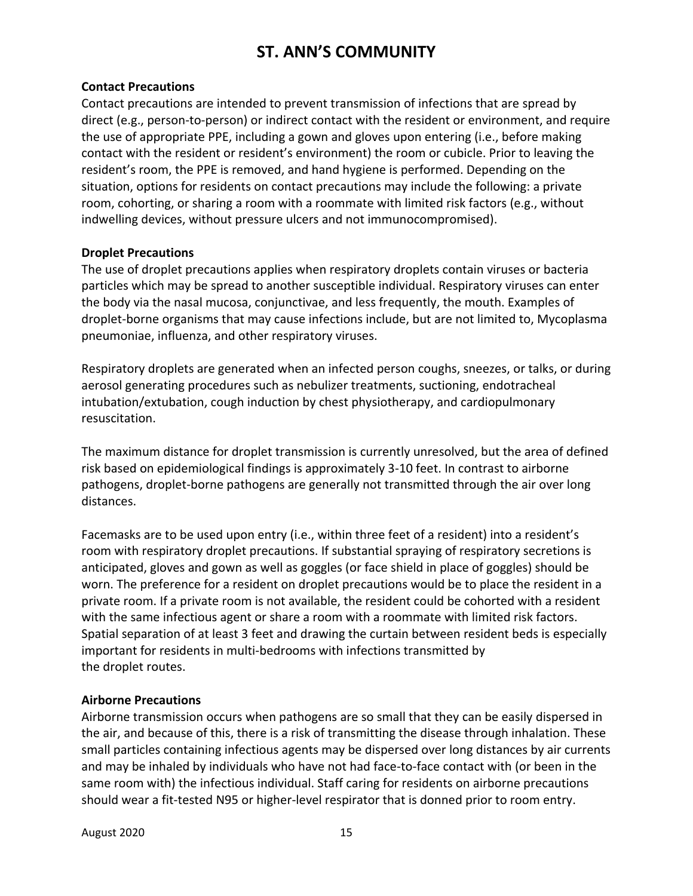**Contact Precautions**

Contact precautions are intended to prevent transmission of infections that are spread by direct (e.g., person-to-person) or indirect contact with the resident or environment, and require the use of appropriate PPE, including a gown and gloves upon entering (i.e., before making contact with the resident or resident's environment) the room or cubicle. Prior to leaving the resident's room, the PPE is removed, and hand hygiene is performed. Depending on the situation, options for residents on contact precautions may include the following: a private room, cohorting, or sharing a room with a roommate with limited risk factors (e.g., without indwelling devices, without pressure ulcers and not immunocompromised).

**Droplet Precautions**

The use of droplet precautions applies when respiratory droplets contain viruses or bacteria particles which may be spread to another susceptible individual. Respiratory viruses can enter the body via the nasal mucosa, conjunctivae, and less frequently, the mouth. Examples of droplet-borne organisms that may cause infections include, but are not limited to, Mycoplasma pneumoniae, influenza, and other respiratory viruses.

Respiratory droplets are generated when an infected person coughs, sneezes, or talks, or during aerosol generating procedures such as nebulizer treatments, suctioning, endotracheal intubation/extubation, cough induction by chest physiotherapy, and cardiopulmonary resuscitation.

The maximum distance for droplet transmission is currently unresolved, but the area of defined risk based on epidemiological findings is approximately 3-10 feet. In contrast to airborne pathogens, droplet-borne pathogens are generally not transmitted through the air over long distances.

Facemasks are to be used upon entry (i.e., within three feet of a resident) into a resident's room with respiratory droplet precautions. If substantial spraying of respiratory secretions is anticipated, gloves and gown as well as goggles (or face shield in place of goggles) should be worn. The preference for a resident on droplet precautions would be to place the resident in a private room. If a private room is not available, the resident could be cohorted with a resident with the same infectious agent or share a room with a roommate with limited risk factors. Spatial separation of at least 3 feet and drawing the curtain between resident beds is especially important for residents in multi-bedrooms with infections transmitted by the droplet routes.

**Airborne Precautions**

Airborne transmission occurs when pathogens are so small that they can be easily dispersed in the air, and because of this, there is a risk of transmitting the disease through inhalation. These small particles containing infectious agents may be dispersed over long distances by air currents and may be inhaled by individuals who have not had face-to-face contact with (or been in the same room with) the infectious individual. Staff caring for residents on airborne precautions should wear a fit-tested N95 or higher-level respirator that is donned prior to room entry.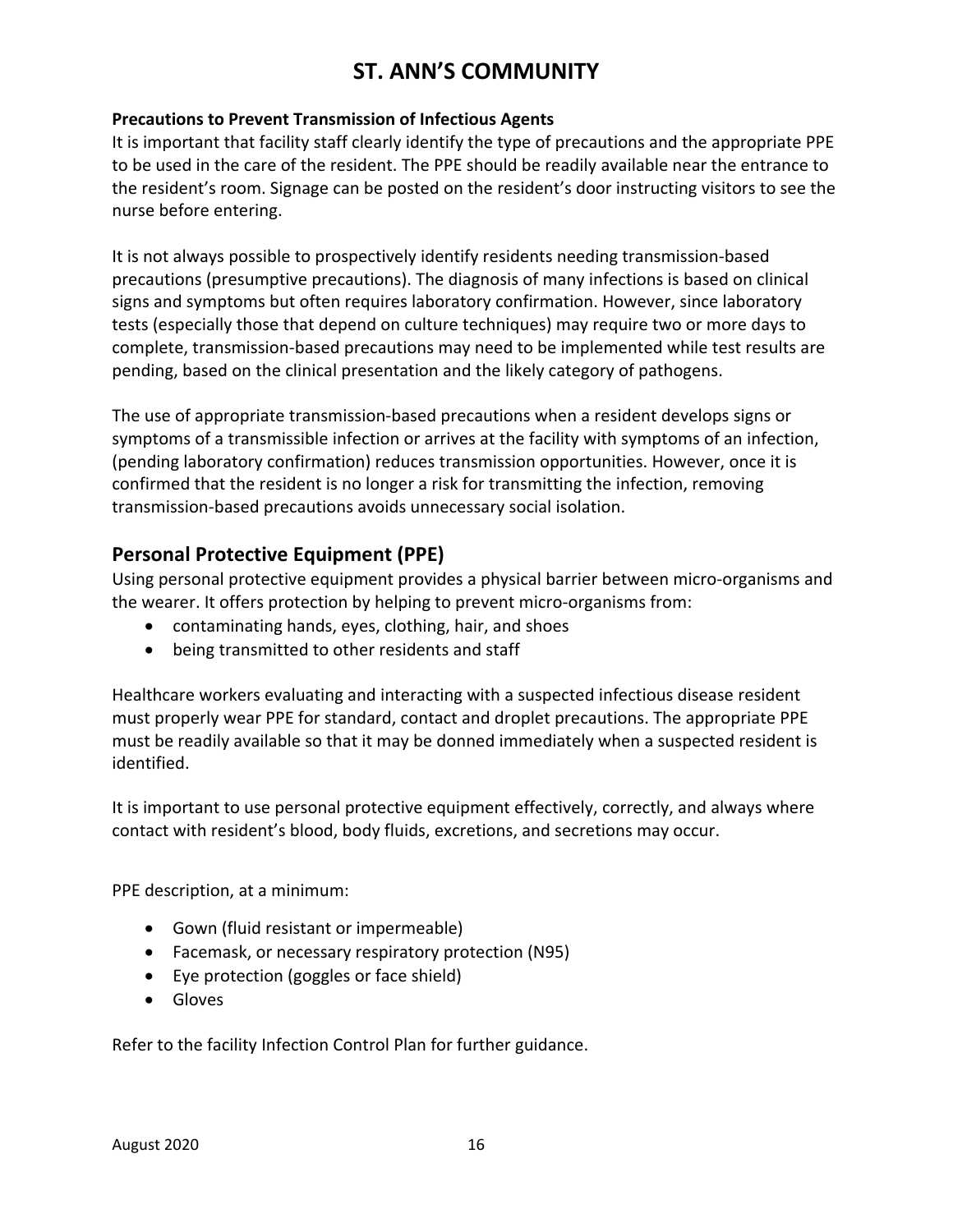**Precautions to Prevent Transmission of Infectious Agents**

It is important that facility staff clearly identify the type of precautions and the appropriate PPE to be used in the care of the resident. The PPE should be readily available near the entrance to the resident's room. Signage can be posted on the resident's door instructing visitors to see the nurse before entering.

It is not always possible to prospectively identify residents needing transmission-based precautions (presumptive precautions). The diagnosis of many infections is based on clinical signs and symptoms but often requires laboratory confirmation. However, since laboratory tests (especially those that depend on culture techniques) may require two or more days to complete, transmission-based precautions may need to be implemented while test results are pending, based on the clinical presentation and the likely category of pathogens.

The use of appropriate transmission-based precautions when a resident develops signs or symptoms of a transmissible infection or arrives at the facility with symptoms of an infection, (pending laboratory confirmation) reduces transmission opportunities. However, once it is confirmed that the resident is no longer a risk for transmitting the infection, removing transmission-based precautions avoids unnecessary social isolation.

## Personal Protective Equipment (PPE)

Using personal protective equipment provides a physical barrier between micro-organisms and the wearer. It offers protection by helping to prevent micro-organisms from:

- contaminating hands, eyes, clothing, hair, and shoes
- being transmitted to other residents and staff

Healthcare workers evaluating and interacting with a suspected infectious disease resident must properly wear PPE for standard, contact and droplet precautions. The appropriate PPE must be readily available so that it may be donned immediately when a suspected resident is identified.

It is important to use personal protective equipment effectively, correctly, and always where contact with resident's blood, body fluids, excretions, and secretions may occur.

PPE description, at a minimum:

- Gown (fluid resistant or impermeable)
- Facemask, or necessary respiratory protection (N95)
- Eye protection (goggles or face shield)
- Gloves

Refer to the facility Infection Control Plan for further guidance.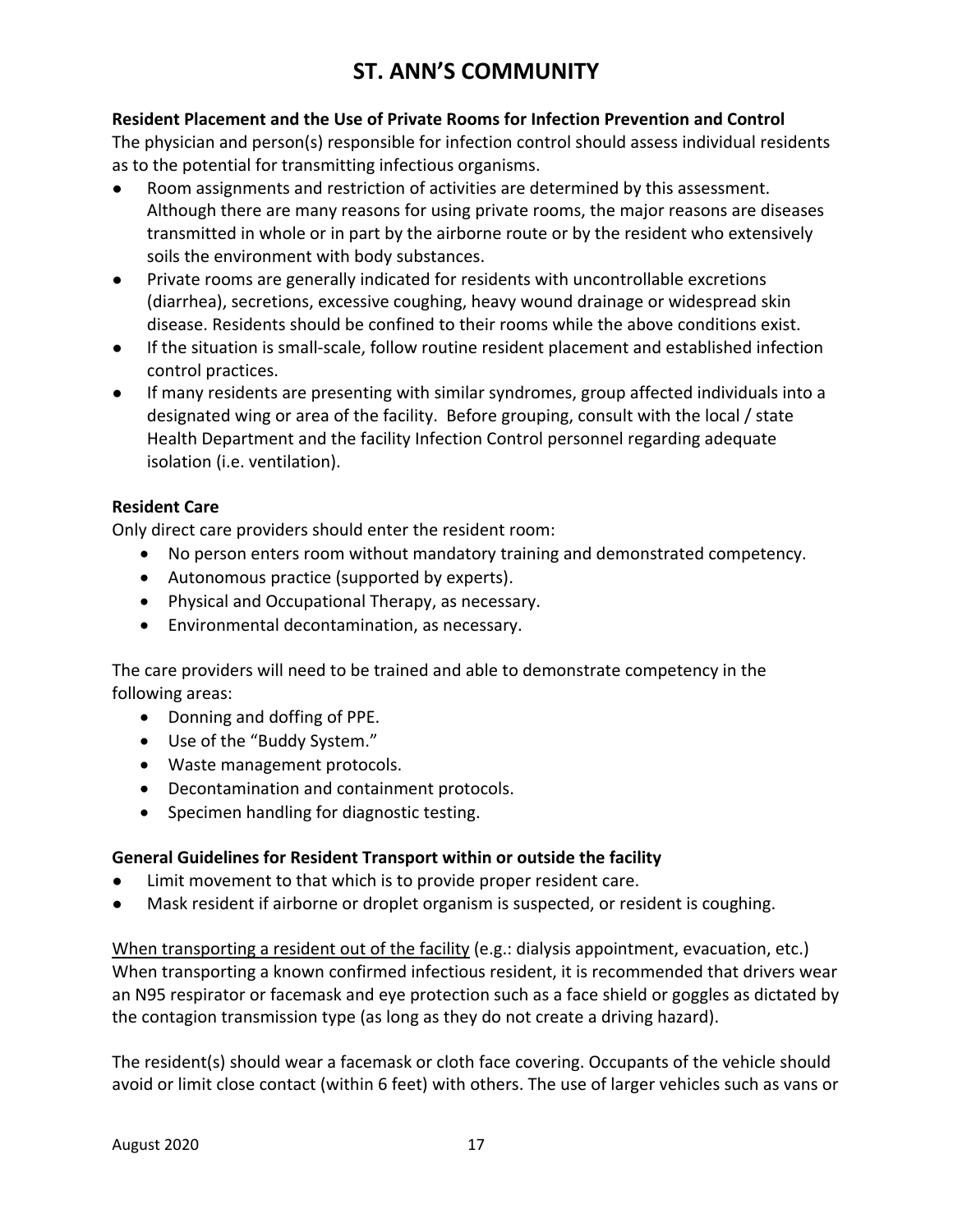# ST. ANN'S COMMUNITY

**Resident Placement and the Use of Private Rooms for Infection Prevention and Control**

The physician and person(s) responsible for infection control should assess individual residents as to the potential for transmitting infectious organisms.

- Room assignments and restriction of activities are determined by this assessment. Although there are many reasons for using private rooms, the major reasons are diseases transmitted in whole or in part by the airborne route or by the resident who extensively soils the environment with body substances.
- Private rooms are generally indicated for residents with uncontrollable excretions (diarrhea), secretions, excessive coughing, heavy wound drainage or widespread skin disease. Residents should be confined to their rooms while the above conditions exist.
- If the situation is small-scale, follow routine resident placement and established infection control practices.
- If many residents are presenting with similar syndromes, group affected individuals into a designated wing or area of the facility. Before grouping, consult with the local / state Health Department and the facility Infection Control personnel regarding adequate isolation (i.e. ventilation).

**Resident Care**

Only direct care providers should enter the resident room:

- No person enters room without mandatory training and demonstrated competency.
- Autonomous practice (supported by experts).
- Physical and Occupational Therapy, as necessary.
- Environmental decontamination, as necessary.

The care providers will need to be trained and able to demonstrate competency in the following areas:

- Donning and doffing of PPE.
- Use of the "Buddy System."
- Waste management protocols.
- Decontamination and containment protocols.
- Specimen handling for diagnostic testing.

**General Guidelines for Resident Transport within or outside the facility**

- Limit movement to that which is to provide proper resident care.
- Mask resident if airborne or droplet organism is suspected, or resident is coughing.

<u>When transporting a resident out of the facility</u> (e.g.: dialysis appointment, evacuation, etc.) When transporting a known confirmed infectious resident, it is recommended that drivers wear an N95 respirator or facemask and eye protection such as a face shield or goggles as dictated by the contagion transmission type (as long as they do not create a driving hazard).

The resident(s) should wear a facemask or cloth face covering. Occupants of the vehicle should avoid or limit close contact (within 6 feet) with others. The use of larger vehicles such as vans or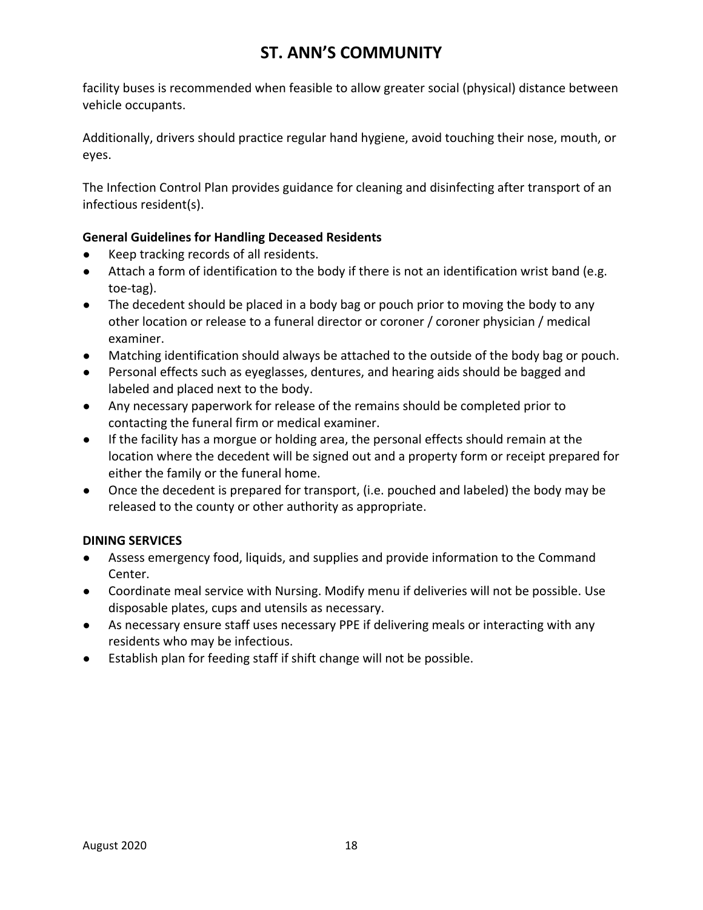facility buses is recommended when feasible to allow greater social (physical) distance between vehicle occupants.

Additionally, drivers should practice regular hand hygiene, avoid touching their nose, mouth, or eyes.

The Infection Control Plan provides guidance for cleaning and disinfecting after transport of an infectious resident(s).

**General Guidelines for Handling Deceased Residents**

- Keep tracking records of all residents.
- Attach a form of identification to the body if there is not an identification wrist band (e.g. toe-tag).
- The decedent should be placed in a body bag or pouch prior to moving the body to any other location or release to a funeral director or coroner / coroner physician / medical examiner.
- Matching identification should always be attached to the outside of the body bag or pouch.
- Personal effects such as eyeglasses, dentures, and hearing aids should be bagged and labeled and placed next to the body.
- Any necessary paperwork for release of the remains should be completed prior to contacting the funeral firm or medical examiner.
- If the facility has a morgue or holding area, the personal effects should remain at the location where the decedent will be signed out and a property form or receipt prepared for either the family or the funeral home.
- Once the decedent is prepared for transport, (i.e. pouched and labeled) the body may be released to the county or other authority as appropriate.

**DINING SERVICES**

- Assess emergency food, liquids, and supplies and provide information to the Command Center.
- Coordinate meal service with Nursing. Modify menu if deliveries will not be possible. Use disposable plates, cups and utensils as necessary.
- As necessary ensure staff uses necessary PPE if delivering meals or interacting with any residents who may be infectious.
- Establish plan for feeding staff if shift change will not be possible.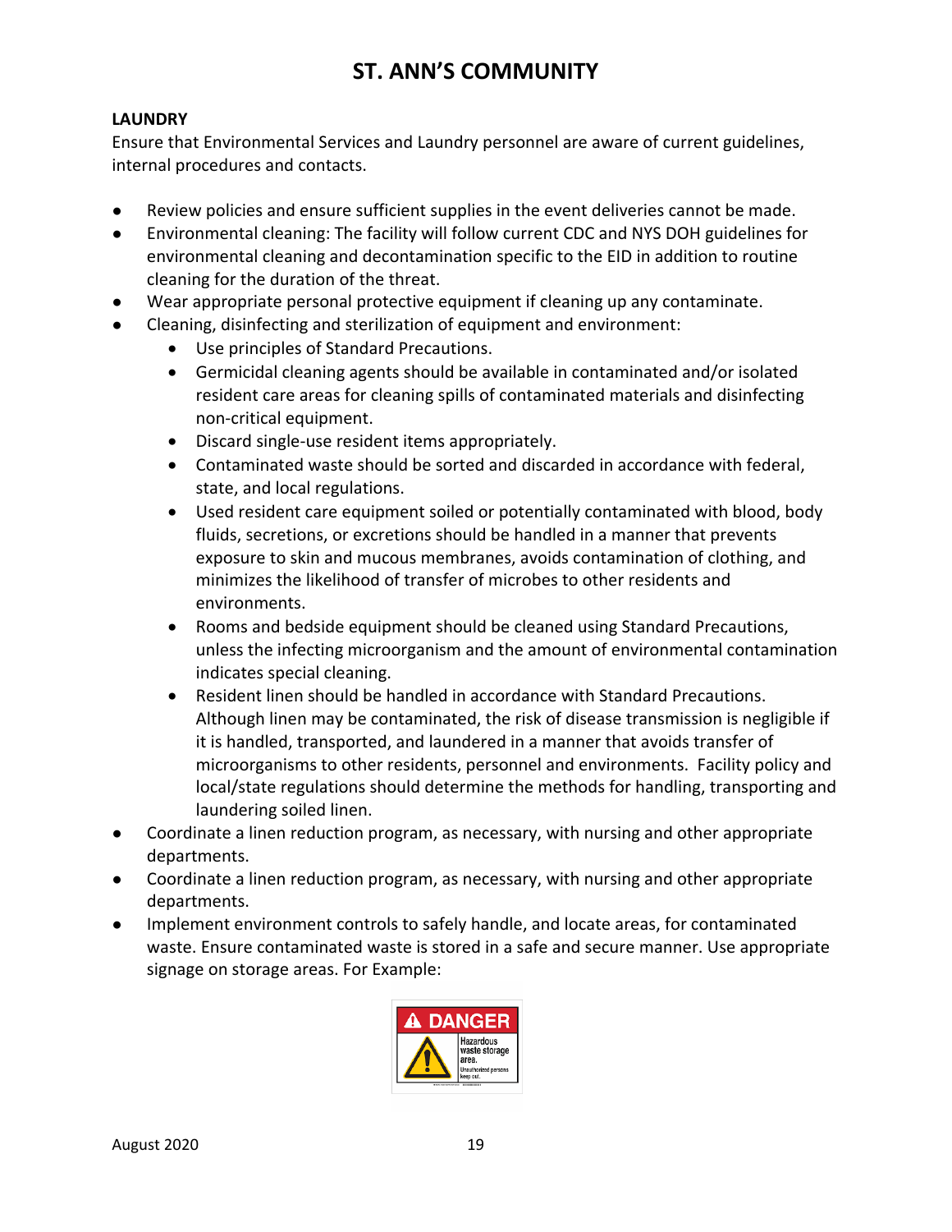# ST. ANN'S COMMUNITY

**LAUNDRY**

Ensure that Environmental Services and Laundry personnel are aware of current guidelines, internal procedures and contacts.

- Review policies and ensure sufficient supplies in the event deliveries cannot be made.
- Environmental cleaning: The facility will follow current CDC and NYS DOH guidelines for environmental cleaning and decontamination specific to the EID in addition to routine cleaning for the duration of the threat.
- Wear appropriate personal protective equipment if cleaning up any contaminate.
- Cleaning, disinfecting and sterilization of equipment and environment:
  - Use principles of Standard Precautions.
  - Germicidal cleaning agents should be available in contaminated and/or isolated resident care areas for cleaning spills of contaminated materials and disinfecting non-critical equipment.
  - Discard single-use resident items appropriately.
  - Contaminated waste should be sorted and discarded in accordance with federal, state, and local regulations.
  - Used resident care equipment soiled or potentially contaminated with blood, body fluids, secretions, or excretions should be handled in a manner that prevents exposure to skin and mucous membranes, avoids contamination of clothing, and minimizes the likelihood of transfer of microbes to other residents and environments.
  - Rooms and bedside equipment should be cleaned using Standard Precautions, unless the infecting microorganism and the amount of environmental contamination indicates special cleaning.
  - Resident linen should be handled in accordance with Standard Precautions. Although linen may be contaminated, the risk of disease transmission is negligible if it is handled, transported, and laundered in a manner that avoids transfer of microorganisms to other residents, personnel and environments. Facility policy and local/state regulations should determine the methods for handling, transporting and laundering soiled linen.
- Coordinate a linen reduction program, as necessary, with nursing and other appropriate departments.
- Coordinate a linen reduction program, as necessary, with nursing and other appropriate departments.
- Implement environment controls to safely handle, and locate areas, for contaminated waste. Ensure contaminated waste is stored in a safe and secure manner. Use appropriate signage on storage areas. For Example:

DANGER
Hazardous waste storage area.
Unauthorized persons keep out.

August 2020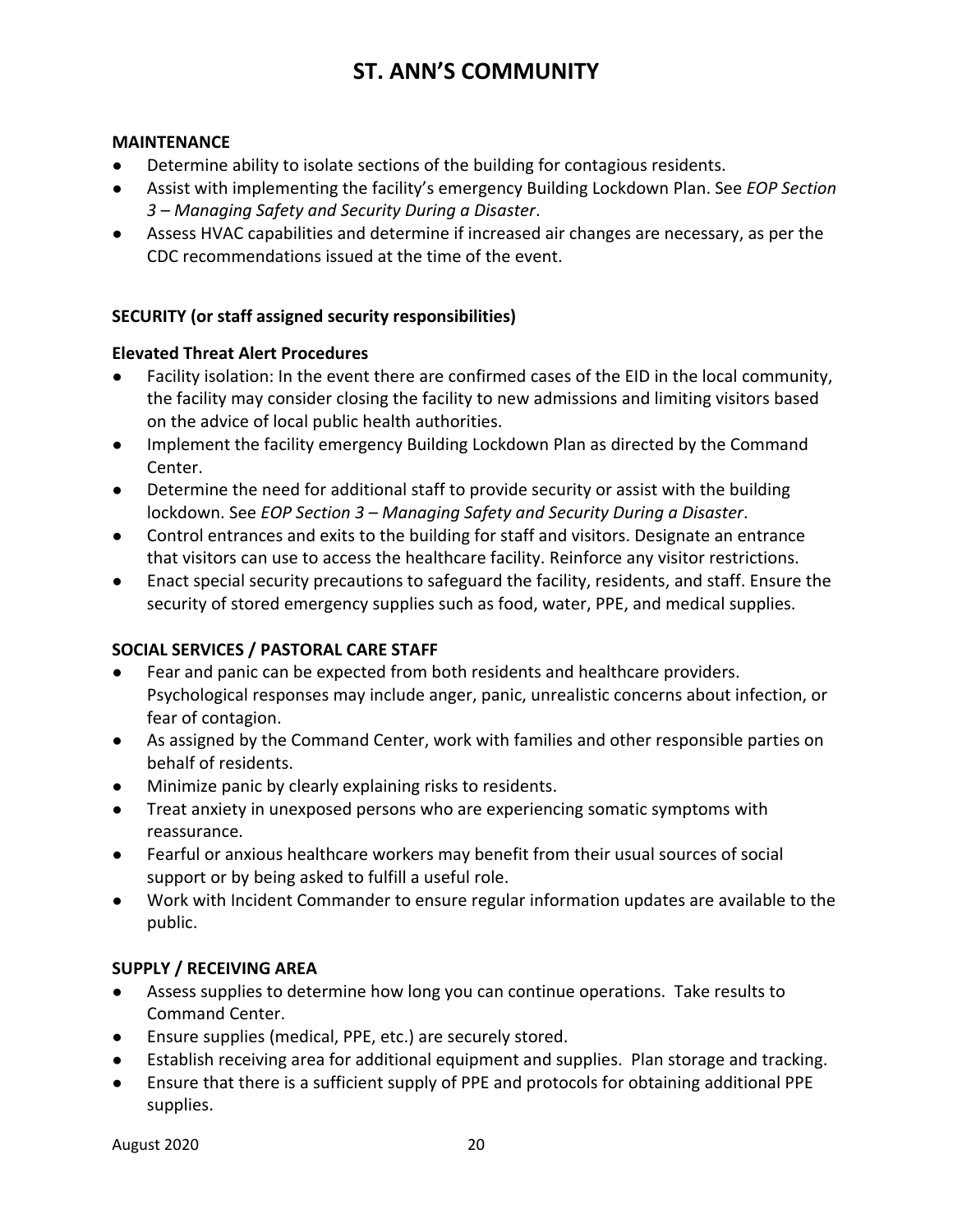**MAINTENANCE**

- Determine ability to isolate sections of the building for contagious residents.
- Assist with implementing the facility's emergency Building Lockdown Plan. See *EOP Section 3 – Managing Safety and Security During a Disaster*.
- Assess HVAC capabilities and determine if increased air changes are necessary, as per the CDC recommendations issued at the time of the event.

**SECURITY (or staff assigned security responsibilities)**

**Elevated Threat Alert Procedures**

- Facility isolation: In the event there are confirmed cases of the EID in the local community, the facility may consider closing the facility to new admissions and limiting visitors based on the advice of local public health authorities.
- Implement the facility emergency Building Lockdown Plan as directed by the Command Center.
- Determine the need for additional staff to provide security or assist with the building lockdown. See *EOP Section 3 – Managing Safety and Security During a Disaster*.
- Control entrances and exits to the building for staff and visitors. Designate an entrance that visitors can use to access the healthcare facility. Reinforce any visitor restrictions.
- Enact special security precautions to safeguard the facility, residents, and staff. Ensure the security of stored emergency supplies such as food, water, PPE, and medical supplies.

**SOCIAL SERVICES / PASTORAL CARE STAFF**

- Fear and panic can be expected from both residents and healthcare providers. Psychological responses may include anger, panic, unrealistic concerns about infection, or fear of contagion.
- As assigned by the Command Center, work with families and other responsible parties on behalf of residents.
- Minimize panic by clearly explaining risks to residents.
- Treat anxiety in unexposed persons who are experiencing somatic symptoms with reassurance.
- Fearful or anxious healthcare workers may benefit from their usual sources of social support or by being asked to fulfill a useful role.
- Work with Incident Commander to ensure regular information updates are available to the public.

**SUPPLY / RECEIVING AREA**

- Assess supplies to determine how long you can continue operations. Take results to Command Center.
- Ensure supplies (medical, PPE, etc.) are securely stored.
- Establish receiving area for additional equipment and supplies. Plan storage and tracking.
- Ensure that there is a sufficient supply of PPE and protocols for obtaining additional PPE supplies.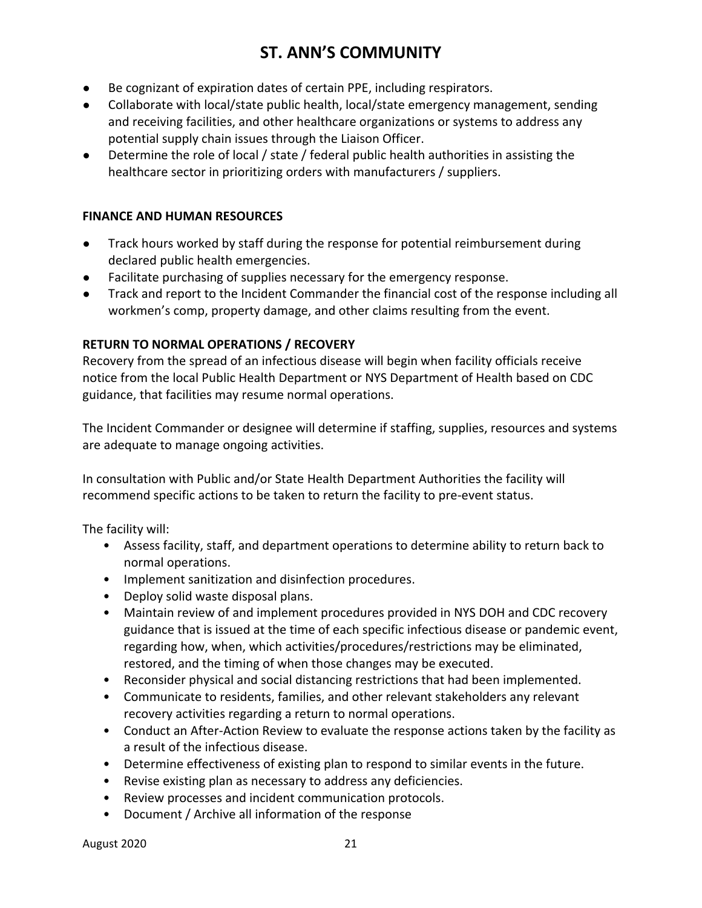- Be cognizant of expiration dates of certain PPE, including respirators.
- Collaborate with local/state public health, local/state emergency management, sending and receiving facilities, and other healthcare organizations or systems to address any potential supply chain issues through the Liaison Officer.
- Determine the role of local / state / federal public health authorities in assisting the healthcare sector in prioritizing orders with manufacturers / suppliers.

**FINANCE AND HUMAN RESOURCES**

- Track hours worked by staff during the response for potential reimbursement during declared public health emergencies.
- Facilitate purchasing of supplies necessary for the emergency response.
- Track and report to the Incident Commander the financial cost of the response including all workmen's comp, property damage, and other claims resulting from the event.

**RETURN TO NORMAL OPERATIONS / RECOVERY**

Recovery from the spread of an infectious disease will begin when facility officials receive notice from the local Public Health Department or NYS Department of Health based on CDC guidance, that facilities may resume normal operations.

The Incident Commander or designee will determine if staffing, supplies, resources and systems are adequate to manage ongoing activities.

In consultation with Public and/or State Health Department Authorities the facility will recommend specific actions to be taken to return the facility to pre-event status.

The facility will:

- Assess facility, staff, and department operations to determine ability to return back to normal operations.
- Implement sanitization and disinfection procedures.
- Deploy solid waste disposal plans.
- Maintain review of and implement procedures provided in NYS DOH and CDC recovery guidance that is issued at the time of each specific infectious disease or pandemic event, regarding how, when, which activities/procedures/restrictions may be eliminated, restored, and the timing of when those changes may be executed.
- Reconsider physical and social distancing restrictions that had been implemented.
- Communicate to residents, families, and other relevant stakeholders any relevant recovery activities regarding a return to normal operations.
- Conduct an After-Action Review to evaluate the response actions taken by the facility as a result of the infectious disease.
- Determine effectiveness of existing plan to respond to similar events in the future.
- Revise existing plan as necessary to address any deficiencies.
- Review processes and incident communication protocols.
- Document / Archive all information of the response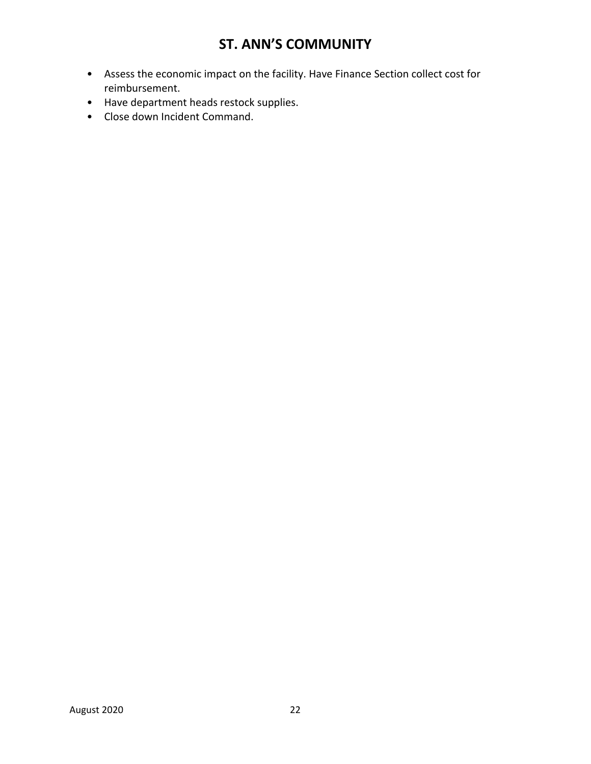- Assess the economic impact on the facility. Have Finance Section collect cost for reimbursement.
- Have department heads restock supplies.
- Close down Incident Command.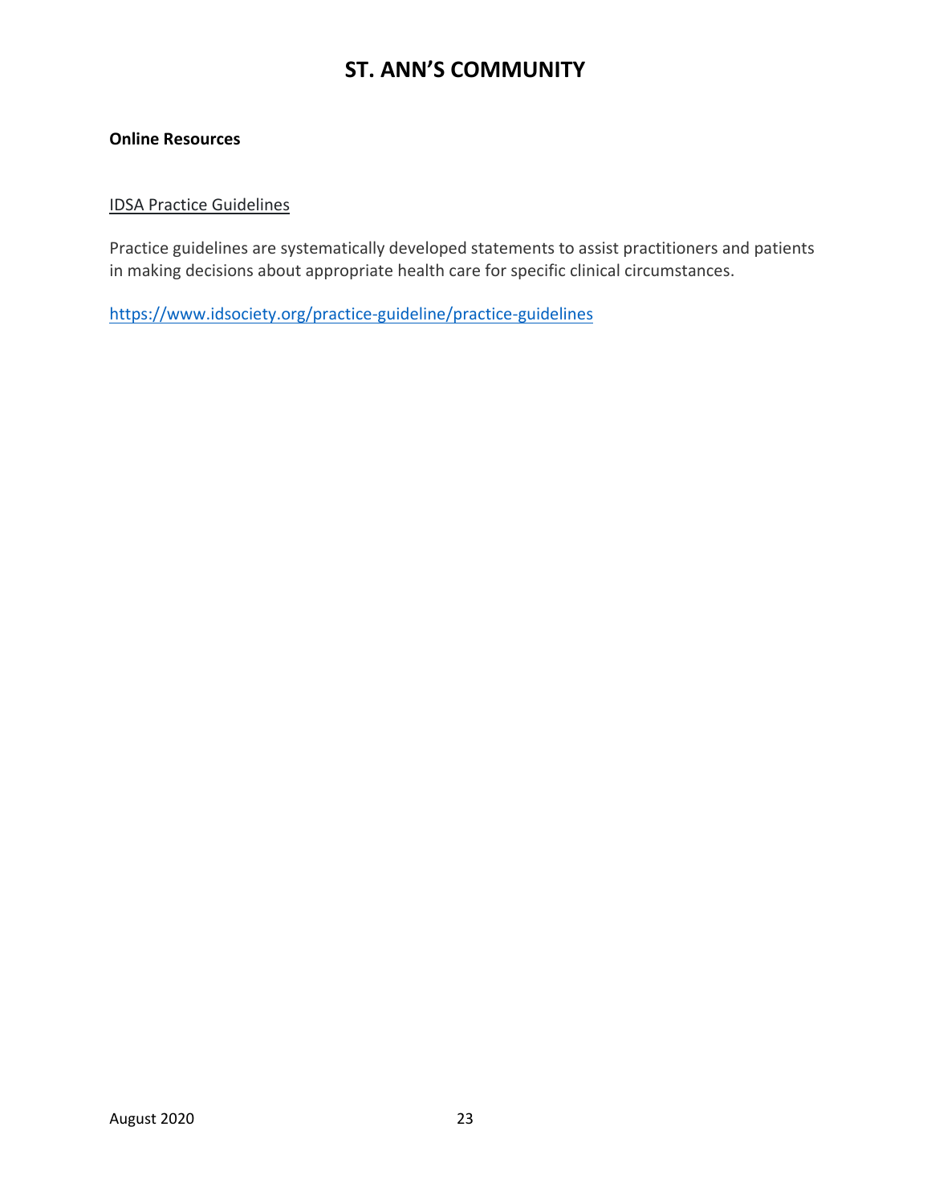**Online Resources**

IDSA Practice Guidelines

Practice guidelines are systematically developed statements to assist practitioners and patients in making decisions about appropriate health care for specific clinical circumstances.

https://www.idsociety.org/practice-guideline/practice-guidelines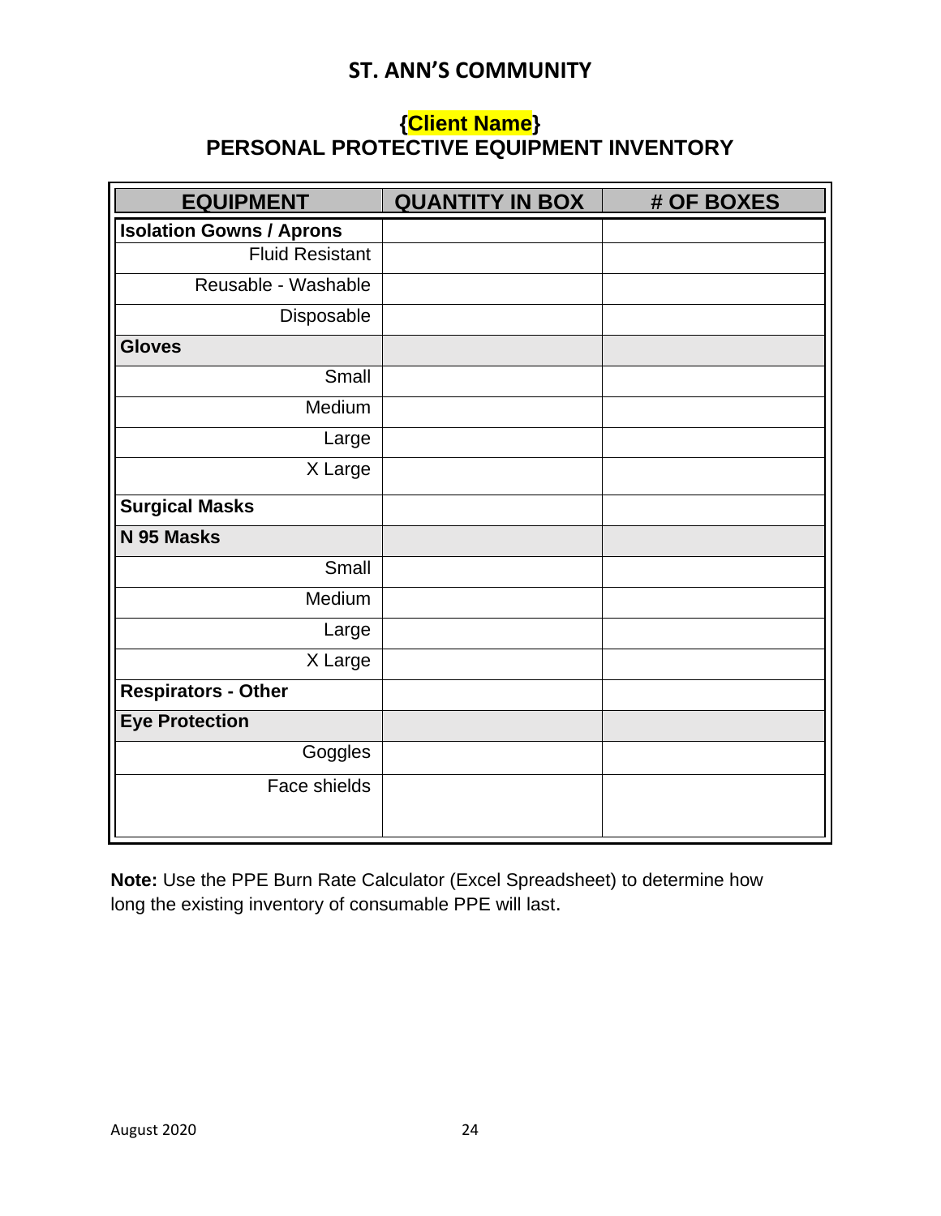## ST. ANN'S COMMUNITY

### {Client Name}
### PERSONAL PROTECTIVE EQUIPMENT INVENTORY

| EQUIPMENT | QUANTITY IN BOX | # OF BOXES |
|---|---|---|
| **Isolation Gowns / Aprons** | | |
| Fluid Resistant | | |
| Reusable - Washable | | |
| Disposable | | |
| **Gloves** | | |
| Small | | |
| Medium | | |
| Large | | |
| X Large | | |
| **Surgical Masks** | | |
| **N 95 Masks** | | |
| Small | | |
| Medium | | |
| Large | | |
| X Large | | |
| **Respirators - Other** | | |
| **Eye Protection** | | |
| Goggles | | |
| Face shields | | |

**Note:** Use the PPE Burn Rate Calculator (Excel Spreadsheet) to determine how long the existing inventory of consumable PPE will last.

August 2020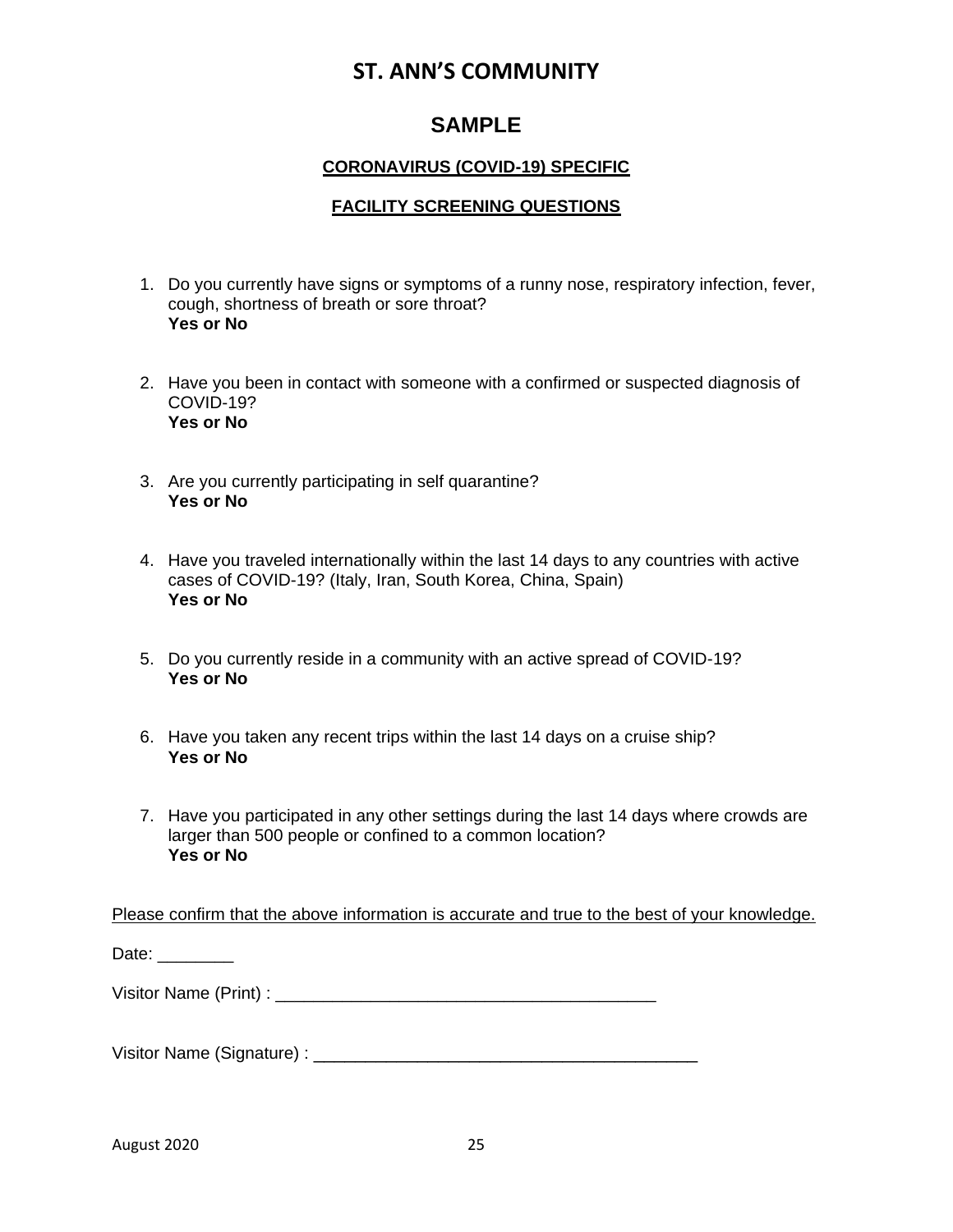# ST. ANN'S COMMUNITY

## SAMPLE

### CORONAVIRUS (COVID-19) SPECIFIC

### FACILITY SCREENING QUESTIONS

1. Do you currently have signs or symptoms of a runny nose, respiratory infection, fever, cough, shortness of breath or sore throat?
   **Yes or No**

2. Have you been in contact with someone with a confirmed or suspected diagnosis of COVID-19?
   **Yes or No**

3. Are you currently participating in self quarantine?
   **Yes or No**

4. Have you traveled internationally within the last 14 days to any countries with active cases of COVID-19? (Italy, Iran, South Korea, China, Spain)
   **Yes or No**

5. Do you currently reside in a community with an active spread of COVID-19?
   **Yes or No**

6. Have you taken any recent trips within the last 14 days on a cruise ship?
   **Yes or No**

7. Have you participated in any other settings during the last 14 days where crowds are larger than 500 people or confined to a common location?
   **Yes or No**

<u>Please confirm that the above information is accurate and true to the best of your knowledge.</u>

Date: ________

Visitor Name (Print) : ________________________________________

Visitor Name (Signature) : ________________________________________

August 2020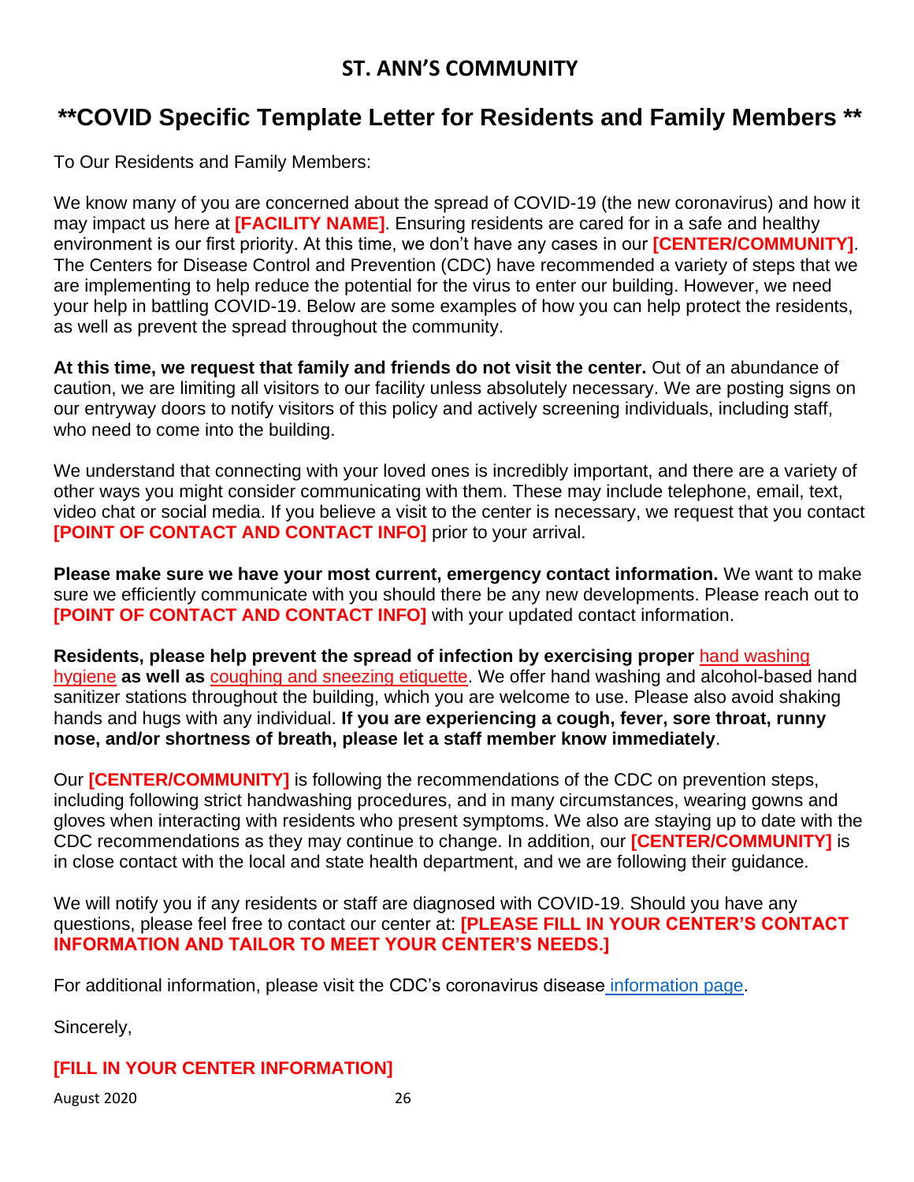# ST. ANN'S COMMUNITY

## **COVID Specific Template Letter for Residents and Family Members **

To Our Residents and Family Members:

We know many of you are concerned about the spread of COVID-19 (the new coronavirus) and how it may impact us here at **[FACILITY NAME]**. Ensuring residents are cared for in a safe and healthy environment is our first priority. At this time, we don't have any cases in our **[CENTER/COMMUNITY]**. The Centers for Disease Control and Prevention (CDC) have recommended a variety of steps that we are implementing to help reduce the potential for the virus to enter our building. However, we need your help in battling COVID-19. Below are some examples of how you can help protect the residents, as well as prevent the spread throughout the community.

**At this time, we request that family and friends do not visit the center.** Out of an abundance of caution, we are limiting all visitors to our facility unless absolutely necessary. We are posting signs on our entryway doors to notify visitors of this policy and actively screening individuals, including staff, who need to come into the building.

We understand that connecting with your loved ones is incredibly important, and there are a variety of other ways you might consider communicating with them. These may include telephone, email, text, video chat or social media. If you believe a visit to the center is necessary, we request that you contact **[POINT OF CONTACT AND CONTACT INFO]** prior to your arrival.

**Please make sure we have your most current, emergency contact information.** We want to make sure we efficiently communicate with you should there be any new developments. Please reach out to **[POINT OF CONTACT AND CONTACT INFO]** with your updated contact information.

**Residents, please help prevent the spread of infection by exercising proper** hand washing hygiene **as well as** coughing and sneezing etiquette. We offer hand washing and alcohol-based hand sanitizer stations throughout the building, which you are welcome to use. Please also avoid shaking hands and hugs with any individual. **If you are experiencing a cough, fever, sore throat, runny nose, and/or shortness of breath, please let a staff member know immediately**.

Our **[CENTER/COMMUNITY]** is following the recommendations of the CDC on prevention steps, including following strict handwashing procedures, and in many circumstances, wearing gowns and gloves when interacting with residents who present symptoms. We also are staying up to date with the CDC recommendations as they may continue to change. In addition, our **[CENTER/COMMUNITY]** is in close contact with the local and state health department, and we are following their guidance.

We will notify you if any residents or staff are diagnosed with COVID-19. Should you have any questions, please feel free to contact our center at: **[PLEASE FILL IN YOUR CENTER'S CONTACT INFORMATION AND TAILOR TO MEET YOUR CENTER'S NEEDS.]**

For additional information, please visit the CDC's coronavirus disease information page.

Sincerely,

**[FILL IN YOUR CENTER INFORMATION]**

August 2020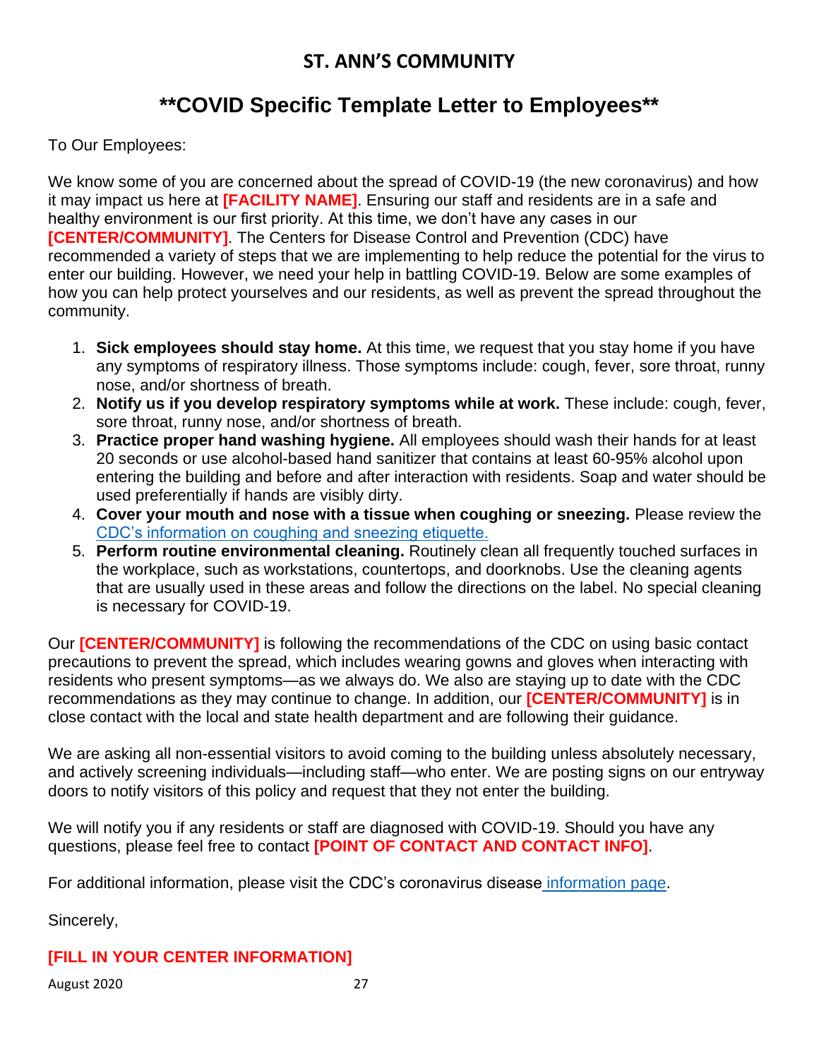## ST. ANN'S COMMUNITY

# **COVID Specific Template Letter to Employees**

To Our Employees:

We know some of you are concerned about the spread of COVID-19 (the new coronavirus) and how it may impact us here at **[FACILITY NAME]**. Ensuring our staff and residents are in a safe and healthy environment is our first priority. At this time, we don't have any cases in our **[CENTER/COMMUNITY]**. The Centers for Disease Control and Prevention (CDC) have recommended a variety of steps that we are implementing to help reduce the potential for the virus to enter our building. However, we need your help in battling COVID-19. Below are some examples of how you can help protect yourselves and our residents, as well as prevent the spread throughout the community.

1. **Sick employees should stay home.** At this time, we request that you stay home if you have any symptoms of respiratory illness. Those symptoms include: cough, fever, sore throat, runny nose, and/or shortness of breath.
2. **Notify us if you develop respiratory symptoms while at work.** These include: cough, fever, sore throat, runny nose, and/or shortness of breath.
3. **Practice proper hand washing hygiene.** All employees should wash their hands for at least 20 seconds or use alcohol-based hand sanitizer that contains at least 60-95% alcohol upon entering the building and before and after interaction with residents. Soap and water should be used preferentially if hands are visibly dirty.
4. **Cover your mouth and nose with a tissue when coughing or sneezing.** Please review the CDC's information on coughing and sneezing etiquette.
5. **Perform routine environmental cleaning.** Routinely clean all frequently touched surfaces in the workplace, such as workstations, countertops, and doorknobs. Use the cleaning agents that are usually used in these areas and follow the directions on the label. No special cleaning is necessary for COVID-19.

Our **[CENTER/COMMUNITY]** is following the recommendations of the CDC on using basic contact precautions to prevent the spread, which includes wearing gowns and gloves when interacting with residents who present symptoms—as we always do. We also are staying up to date with the CDC recommendations as they may continue to change. In addition, our **[CENTER/COMMUNITY]** is in close contact with the local and state health department and are following their guidance.

We are asking all non-essential visitors to avoid coming to the building unless absolutely necessary, and actively screening individuals—including staff—who enter. We are posting signs on our entryway doors to notify visitors of this policy and request that they not enter the building.

We will notify you if any residents or staff are diagnosed with COVID-19. Should you have any questions, please feel free to contact **[POINT OF CONTACT AND CONTACT INFO]**.

For additional information, please visit the CDC's coronavirus disease information page.

Sincerely,

**[FILL IN YOUR CENTER INFORMATION]**

August 2020